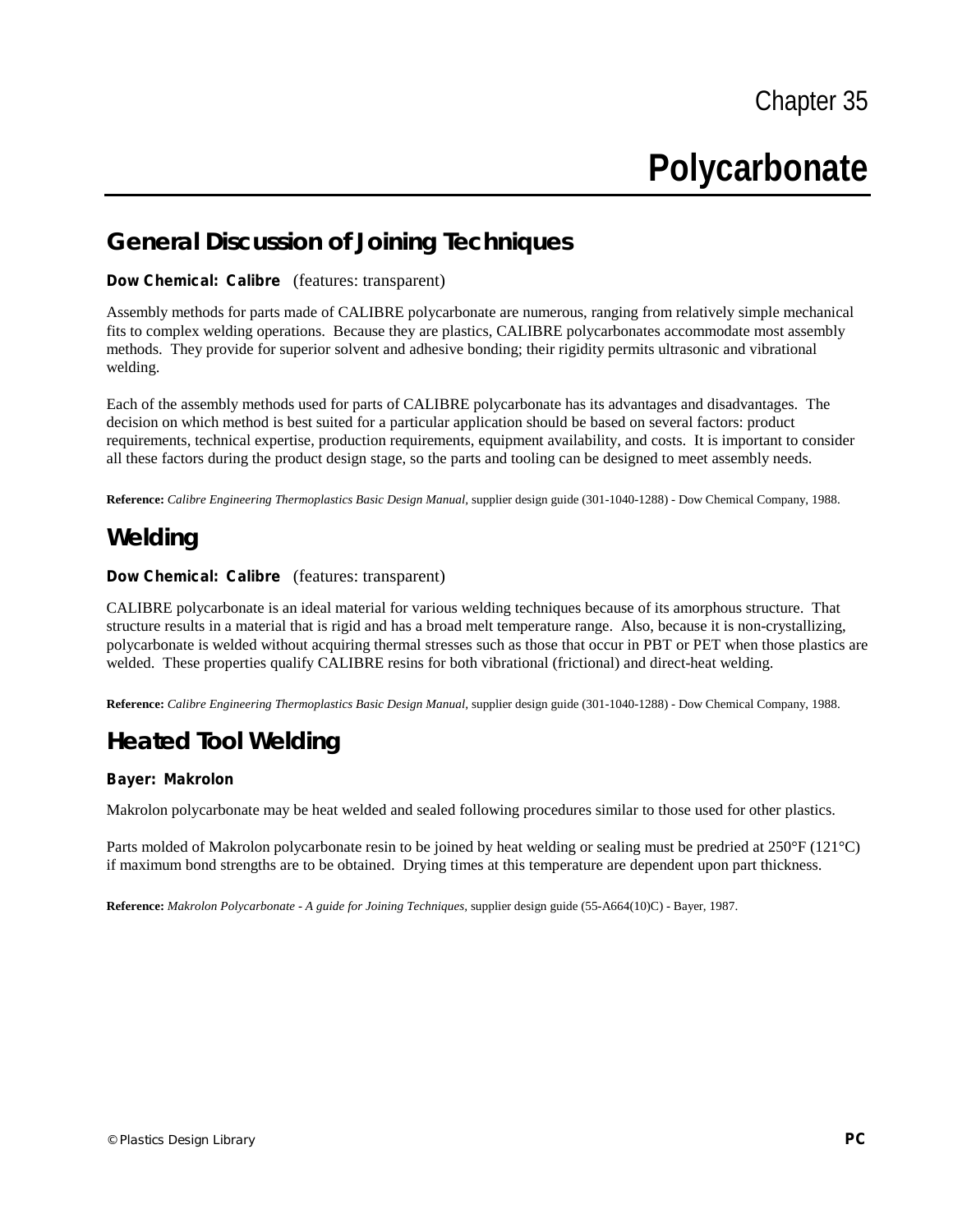Chapter 35

# Polycarbonate

## General Discussion of Joining Techniques

**Dow Chemical: Calibre** (features: transparent)

Assembly methods for parts made of CALIBRE polycarbonate are numerous, ranging from relatively simple mechanical fits to complex welding operations. Because they are plastics, CALIBRE polycarbonates accommodate most assembly methods. They provide for superior solvent and adhesive bonding; their rigidity permits ultrasonic and vibrational welding.

Each of the assembly methods used for parts of CALIBRE polycarbonate has its advantages and disadvantages. The decision on which method is best suited for a particular application should be based on several factors: product requirements, technical expertise, production requirements, equipment availability, and costs. It is important to consider all these factors during the product design stage, so the parts and tooling can be designed to meet assembly needs.

**Reference:** *Calibre Engineering Thermoplastics Basic Design Manual*, supplier design guide (301-1040-1288) - Dow Chemical Company, 1988.

## Welding

**Dow Chemical: Calibre** (features: transparent)

CALIBRE polycarbonate is an ideal material for various welding techniques because of its amorphous structure. That structure results in a material that is rigid and has a broad melt temperature range. Also, because it is non-crystallizing, polycarbonate is welded without acquiring thermal stresses such as those that occur in PBT or PET when those plastics are welded. These properties qualify CALIBRE resins for both vibrational (frictional) and direct-heat welding.

**Reference:** *Calibre Engineering Thermoplastics Basic Design Manual*, supplier design guide (301-1040-1288) - Dow Chemical Company, 1988.

## Heated Tool Welding

**Bayer: Makrolon**

Makrolon polycarbonate may be heat welded and sealed following procedures similar to those used for other plastics.

Parts molded of Makrolon polycarbonate resin to be joined by heat welding or sealing must be predried at 250°F (121°C) if maximum bond strengths are to be obtained. Drying times at this temperature are dependent upon part thickness.

**Reference:** *Makrolon Polycarbonate - A guide for Joining Techniques*, supplier design guide (55-A664(10)C) - Bayer, 1987.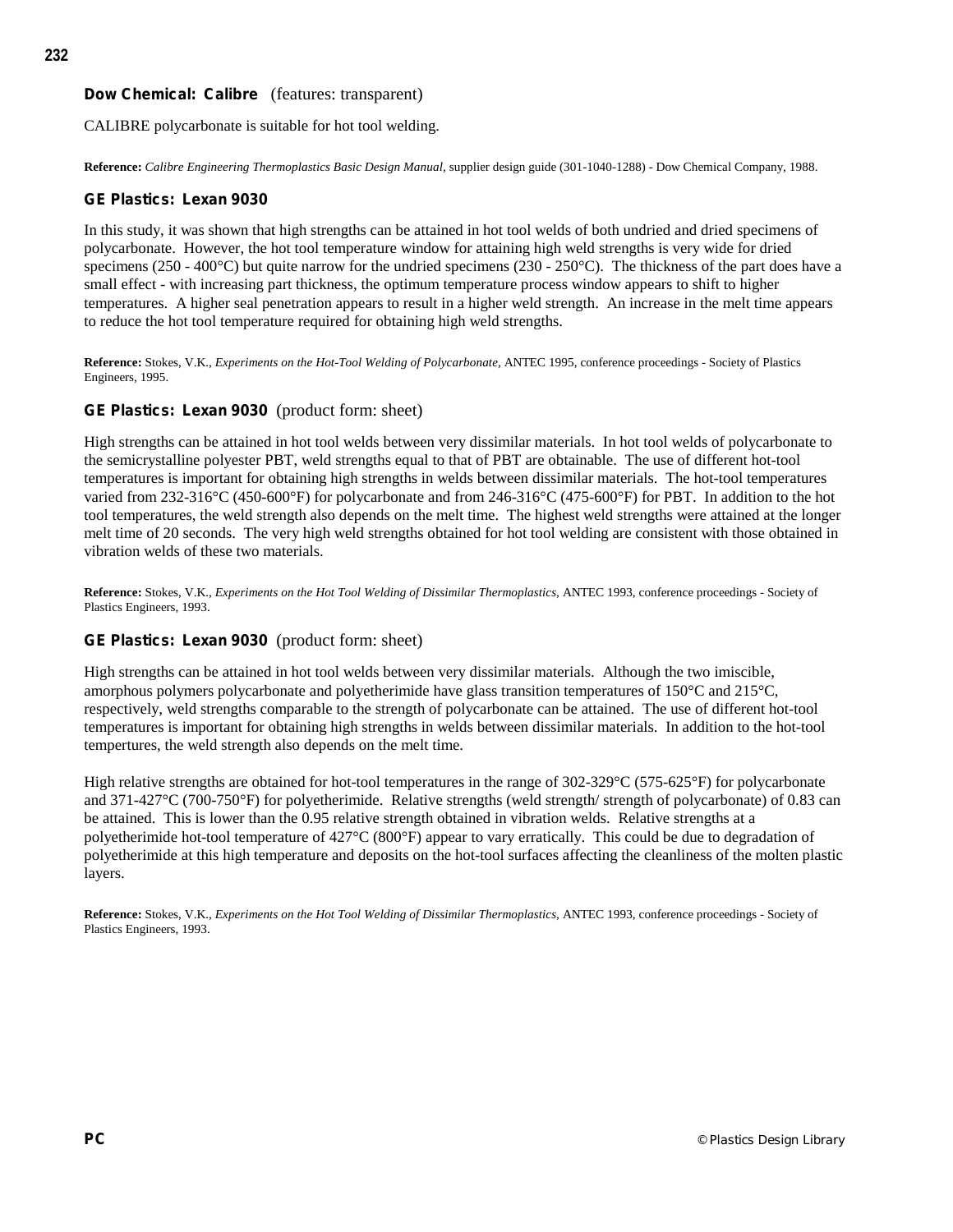### **Dow Chemical: Calibre** (features: transparent)

CALIBRE polycarbonate is suitable for hot tool welding.

**Reference:** *Calibre Engineering Thermoplastics Basic Design Manual*, supplier design guide (301-1040-1288) - Dow Chemical Company, 1988.

### **GE Plastics: Lexan 9030**

In this study, it was shown that high strengths can be attained in hot tool welds of both undried and dried specimens of polycarbonate. However, the hot tool temperature window for attaining high weld strengths is very wide for dried specimens (250 - 400°C) but quite narrow for the undried specimens (230 - 250°C). The thickness of the part does have a small effect - with increasing part thickness, the optimum temperature process window appears to shift to higher temperatures. A higher seal penetration appears to result in a higher weld strength. An increase in the melt time appears to reduce the hot tool temperature required for obtaining high weld strengths.

**Reference:** Stokes, V.K., *Experiments on the Hot-Tool Welding of Polycarbonate*, ANTEC 1995, conference proceedings - Society of Plastics Engineers, 1995.

### **GE Plastics: Lexan 9030** (product form: sheet)

High strengths can be attained in hot tool welds between very dissimilar materials. In hot tool welds of polycarbonate to the semicrystalline polyester PBT, weld strengths equal to that of PBT are obtainable. The use of different hot-tool temperatures is important for obtaining high strengths in welds between dissimilar materials. The hot-tool temperatures varied from 232-316°C (450-600°F) for polycarbonate and from 246-316°C (475-600°F) for PBT. In addition to the hot tool temperatures, the weld strength also depends on the melt time. The highest weld strengths were attained at the longer melt time of 20 seconds. The very high weld strengths obtained for hot tool welding are consistent with those obtained in vibration welds of these two materials.

**Reference:** Stokes, V.K., *Experiments on the Hot Tool Welding of Dissimilar Thermoplastics*, ANTEC 1993, conference proceedings - Society of Plastics Engineers, 1993.

### **GE Plastics: Lexan 9030** (product form: sheet)

High strengths can be attained in hot tool welds between very dissimilar materials. Although the two imiscible, amorphous polymers polycarbonate and polyetherimide have glass transition temperatures of 150°C and 215°C, respectively, weld strengths comparable to the strength of polycarbonate can be attained. The use of different hot-tool temperatures is important for obtaining high strengths in welds between dissimilar materials. In addition to the hot-tool tempertures, the weld strength also depends on the melt time.

High relative strengths are obtained for hot-tool temperatures in the range of 302-329°C (575-625°F) for polycarbonate and 371-427°C (700-750°F) for polyetherimide. Relative strengths (weld strength/ strength of polycarbonate) of 0.83 can be attained. This is lower than the 0.95 relative strength obtained in vibration welds. Relative strengths at a polyetherimide hot-tool temperature of 427°C (800°F) appear to vary erratically. This could be due to degradation of polyetherimide at this high temperature and deposits on the hot-tool surfaces affecting the cleanliness of the molten plastic layers.

**Reference:** Stokes, V.K., *Experiments on the Hot Tool Welding of Dissimilar Thermoplastics*, ANTEC 1993, conference proceedings - Society of Plastics Engineers, 1993.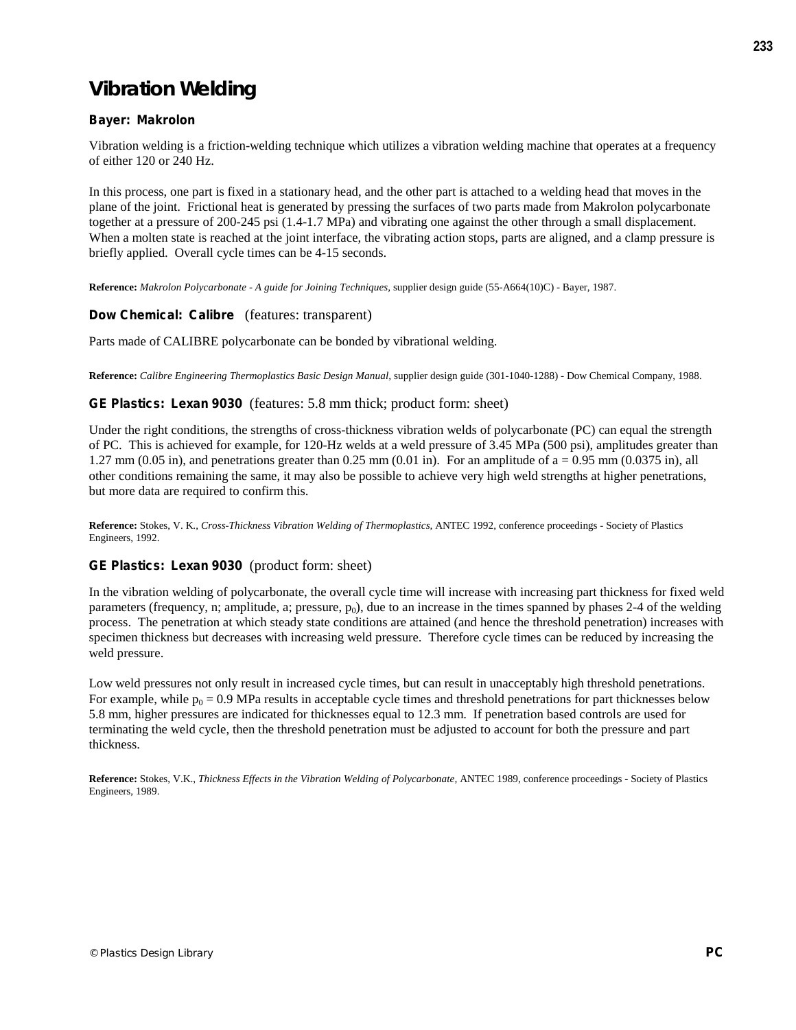# Vibration Welding

### Bayer: Makrolon

Vibration welding is a friction-welding technique which utilizes a vibration welding machine that operates at a frequency of either 120 or 240 Hz.

In this process, one part is fixed in a stationary head, and the other part is attached to a welding head that moves in the plane of the joint. Frictional heat is generated by pressing the surfaces of two parts made from Makrolon polycarbonate together at a pressure of 200-245 psi (1.4-1.7 MPa) and vibrating one against the other through a small displacement. When a molten state is reached at the joint interface, the vibrating action stops, parts are aligned, and a clamp pressure is briefly applied. Overall cycle times can be 4-15 seconds.

**Reference:** *Makrolon Polycarbonate - A guide for Joining Techniques,* supplier design guide (55-A664(10)C) - Bayer, 1987.

### Dow Chemical: Calibre (features: transparent)

Parts made of CALIBRE polycarbonate can be bonded by vibrational welding.

**Reference:** *Calibre Engineering Thermoplastics Basic Design Manual,* supplier design guide (301-1040-1288) - Dow Chemical Company, 1988.

### GE Plastics: Lexan 9030 (features: 5.8 mm thick; product form: sheet)

Under the right conditions, the strengths of cross-thickness vibration welds of polycarbonate (PC) can equal the strength of PC. This is achieved for example, for 120-Hz welds at a weld pressure of 3.45 MPa (500 psi), amplitudes greater than 1.27 mm (0.05 in), and penetrations greater than 0.25 mm (0.01 in). For an amplitude of a = 0.95 mm (0.0375 in), all other conditions remaining the same, it may also be possible to achieve very high weld strengths at higher penetrations, but more data are required to confirm this.

**Reference:** Stokes, V. K., *Cross-Thickness Vibration Welding of Thermoplastics,* ANTEC 1992, conference proceedings - Society of Plastics Engineers, 1992.

### GE Plastics: Lexan 9030 (product form: sheet)

In the vibration welding of polycarbonate, the overall cycle time will increase with increasing part thickness for fixed weld parameters (frequency, n; amplitude, a; pressure, $p_0$), due to an increase in the times spanned by phases 2-4 of the welding process. The penetration at which steady state conditions are attained (and hence the threshold penetration) increases with specimen thickness but decreases with increasing weld pressure. Therefore cycle times can be reduced by increasing the weld pressure.

Low weld pressures not only result in increased cycle times, but can result in unacceptably high threshold penetrations. For example, while $p_0$ = 0.9 MPa results in acceptable cycle times and threshold penetrations for part thicknesses below 5.8 mm, higher pressures are indicated for thicknesses equal to 12.3 mm. If penetration based controls are used for terminating the weld cycle, then the threshold penetration must be adjusted to account for both the pressure and part thickness.

**Reference:** Stokes, V.K., *Thickness Effects in the Vibration Welding of Polycarbonate,* ANTEC 1989, conference proceedings - Society of Plastics Engineers, 1989.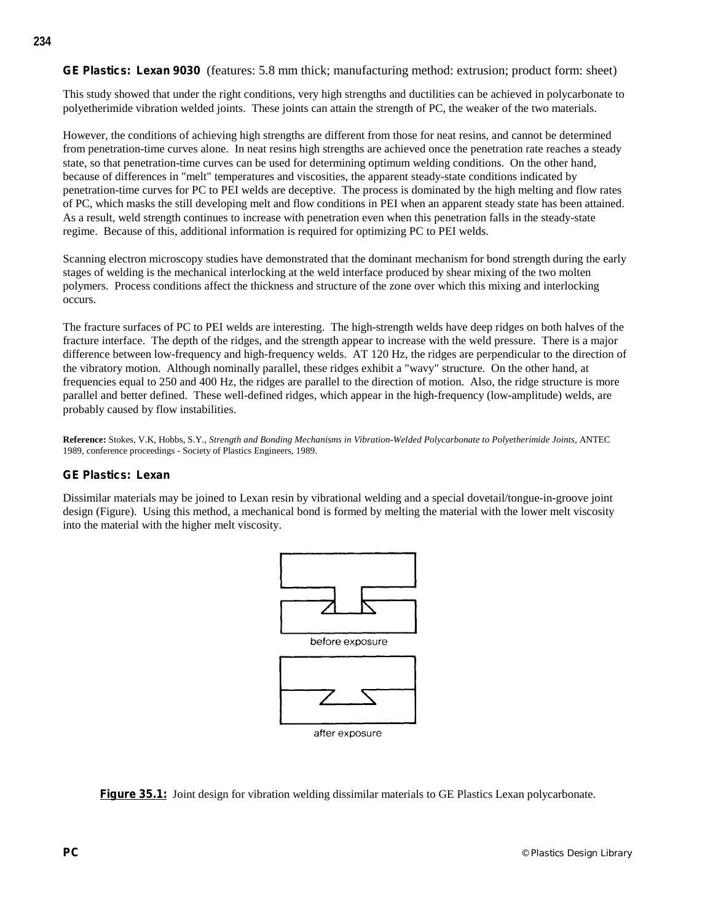**GE Plastics: Lexan 9030** (features: 5.8 mm thick; manufacturing method: extrusion; product form: sheet)

This study showed that under the right conditions, very high strengths and ductilities can be achieved in polycarbonate to polyetherimide vibration welded joints. These joints can attain the strength of PC, the weaker of the two materials.

However, the conditions of achieving high strengths are different from those for neat resins, and cannot be determined from penetration-time curves alone. In neat resins high strengths are achieved once the penetration rate reaches a steady state, so that penetration-time curves can be used for determining optimum welding conditions. On the other hand, because of differences in "melt" temperatures and viscosities, the apparent steady-state conditions indicated by penetration-time curves for PC to PEI welds are deceptive. The process is dominated by the high melting and flow rates of PC, which masks the still developing melt and flow conditions in PEI when an apparent steady state has been attained. As a result, weld strength continues to increase with penetration even when this penetration falls in the steady-state regime. Because of this, additional information is required for optimizing PC to PEI welds.

Scanning electron microscopy studies have demonstrated that the dominant mechanism for bond strength during the early stages of welding is the mechanical interlocking at the weld interface produced by shear mixing of the two molten polymers. Process conditions affect the thickness and structure of the zone over which this mixing and interlocking occurs.

The fracture surfaces of PC to PEI welds are interesting. The high-strength welds have deep ridges on both halves of the fracture interface. The depth of the ridges, and the strength appear to increase with the weld pressure. There is a major difference between low-frequency and high-frequency welds. AT 120 Hz, the ridges are perpendicular to the direction of the vibratory motion. Although nominally parallel, these ridges exhibit a "wavy" structure. On the other hand, at frequencies equal to 250 and 400 Hz, the ridges are parallel to the direction of motion. Also, the ridge structure is more parallel and better defined. These well-defined ridges, which appear in the high-frequency (low-amplitude) welds, are probably caused by flow instabilities.

**Reference:** Stokes, V.K, Hobbs, S.Y., *Strength and Bonding Mechanisms in Vibration-Welded Polycarbonate to Polyetherimide Joints*, ANTEC 1989, conference proceedings - Society of Plastics Engineers, 1989.

**GE Plastics: Lexan**

Dissimilar materials may be joined to Lexan resin by vibrational welding and a special dovetail/tongue-in-groove joint design (Figure). Using this method, a mechanical bond is formed by melting the material with the lower melt viscosity into the material with the higher melt viscosity.

before exposure

after exposure

**Figure 35.1:** Joint design for vibration welding dissimilar materials to GE Plastics Lexan polycarbonate.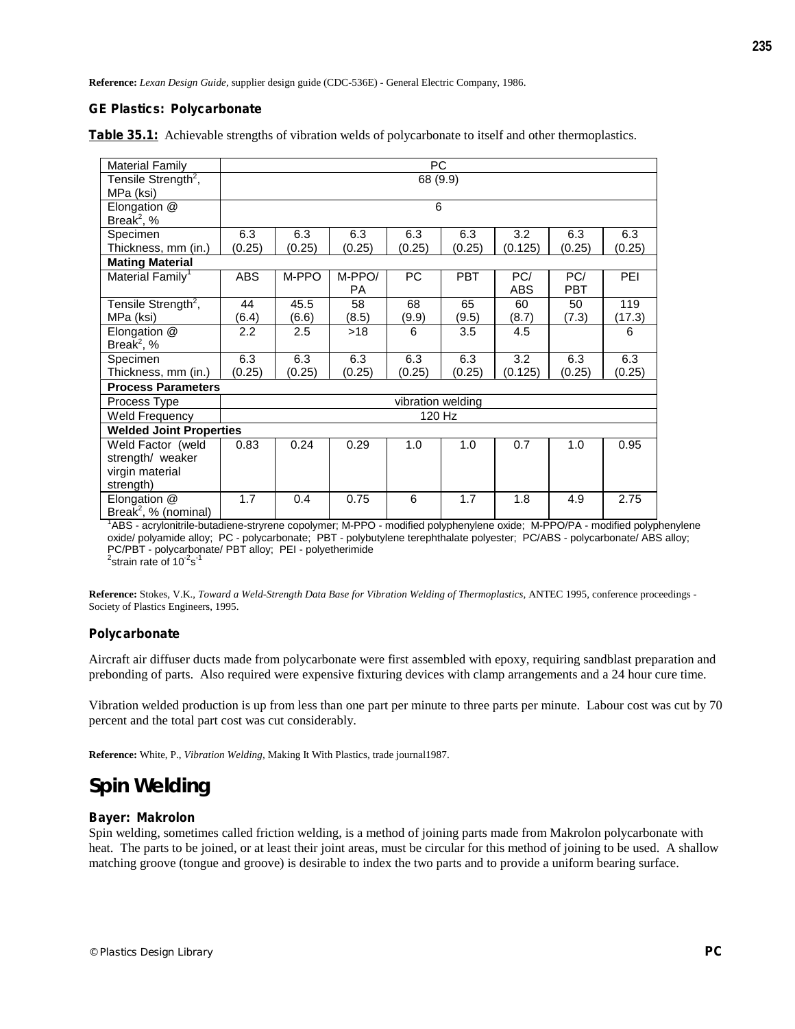**Reference:** *Lexan Design Guide*, supplier design guide (CDC-536E) - General Electric Company, 1986.

### GE Plastics: Polycarbonate

**Table 35.1:** Achievable strengths of vibration welds of polycarbonate to itself and other thermoplastics.

| Material Family | PC | | | | | | | |
|---|---|---|---|---|---|---|---|---|
| Tensile Strength[2], MPa (ksi) | 68 (9.9) | | | | | | | |
| Elongation @ Break[2], % | 6 | | | | | | | |
| Specimen Thickness, mm (in.) | 6.3 (0.25) | 6.3 (0.25) | 6.3 (0.25) | 6.3 (0.25) | 6.3 (0.25) | 3.2 (0.125) | 6.3 (0.25) | 6.3 (0.25) |
| **Mating Material** | | | | | | | | |
| Material Family[1] | ABS | M-PPO | M-PPO/ PA | PC | PBT | PC/ ABS | PC/ PBT | PEI |
| Tensile Strength[2], MPa (ksi) | 44 (6.4) | 45.5 (6.6) | 58 (8.5) | 68 (9.9) | 65 (9.5) | 60 (8.7) | 50 (7.3) | 119 (17.3) |
| Elongation @ Break[2], % | 2.2 | 2.5 | >18 | 6 | 3.5 | 4.5 | | 6 |
| Specimen Thickness, mm (in.) | 6.3 (0.25) | 6.3 (0.25) | 6.3 (0.25) | 6.3 (0.25) | 6.3 (0.25) | 3.2 (0.125) | 6.3 (0.25) | 6.3 (0.25) |
| **Process Parameters** | | | | | | | | |
| Process Type | vibration welding | | | | | | | |
| Weld Frequency | 120 Hz | | | | | | | |
| **Welded Joint Properties** | | | | | | | | |
| Weld Factor (weld strength/ weaker virgin material strength) | 0.83 | 0.24 | 0.29 | 1.0 | 1.0 | 0.7 | 1.0 | 0.95 |
| Elongation @ Break[2], % (nominal) | 1.7 | 0.4 | 0.75 | 6 | 1.7 | 1.8 | 4.9 | 2.75 |

[1]ABS - acrylonitrile-butadiene-stryrene copolymer; M-PPO - modified polyphenylene oxide; M-PPO/PA - modified polyphenylene oxide/ polyamide alloy; PC - polycarbonate; PBT - polybutylene terephthalate polyester; PC/ABS - polycarbonate/ ABS alloy; PC/PBT - polycarbonate/ PBT alloy; PEI - polyetherimide
[2]strain rate of $10^{-2}s^{-1}$

**Reference:** Stokes, V.K., *Toward a Weld-Strength Data Base for Vibration Welding of Thermoplastics*, ANTEC 1995, conference proceedings - Society of Plastics Engineers, 1995.

### Polycarbonate

Aircraft air diffuser ducts made from polycarbonate were first assembled with epoxy, requiring sandblast preparation and prebonding of parts. Also required were expensive fixturing devices with clamp arrangements and a 24 hour cure time.

Vibration welded production is up from less than one part per minute to three parts per minute. Labour cost was cut by 70 percent and the total part cost was cut considerably.

**Reference:** White, P., *Vibration Welding*, Making It With Plastics, trade journal1987.

## Spin Welding

### Bayer: Makrolon

Spin welding, sometimes called friction welding, is a method of joining parts made from Makrolon polycarbonate with heat. The parts to be joined, or at least their joint areas, must be circular for this method of joining to be used. A shallow matching groove (tongue and groove) is desirable to index the two parts and to provide a uniform bearing surface.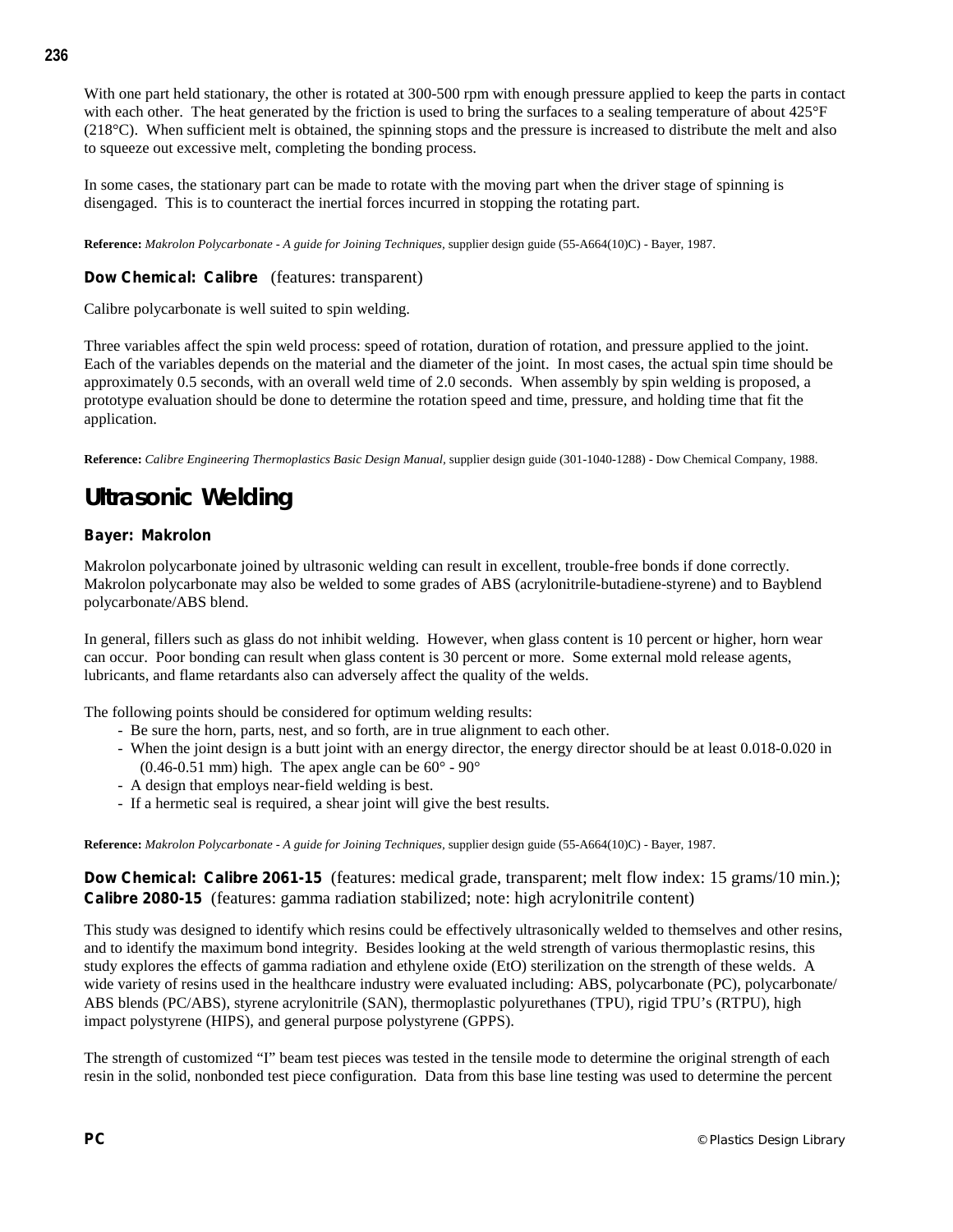With one part held stationary, the other is rotated at 300-500 rpm with enough pressure applied to keep the parts in contact with each other. The heat generated by the friction is used to bring the surfaces to a sealing temperature of about 425°F (218°C). When sufficient melt is obtained, the spinning stops and the pressure is increased to distribute the melt and also to squeeze out excessive melt, completing the bonding process.

In some cases, the stationary part can be made to rotate with the moving part when the driver stage of spinning is disengaged. This is to counteract the inertial forces incurred in stopping the rotating part.

**Reference:** *Makrolon Polycarbonate - A guide for Joining Techniques,* supplier design guide (55-A664(10)C) - Bayer, 1987.

**Dow Chemical: Calibre** (features: transparent)

Calibre polycarbonate is well suited to spin welding.

Three variables affect the spin weld process: speed of rotation, duration of rotation, and pressure applied to the joint. Each of the variables depends on the material and the diameter of the joint. In most cases, the actual spin time should be approximately 0.5 seconds, with an overall weld time of 2.0 seconds. When assembly by spin welding is proposed, a prototype evaluation should be done to determine the rotation speed and time, pressure, and holding time that fit the application.

**Reference:** *Calibre Engineering Thermoplastics Basic Design Manual,* supplier design guide (301-1040-1288) - Dow Chemical Company, 1988.

## Ultrasonic Welding

**Bayer: Makrolon**

Makrolon polycarbonate joined by ultrasonic welding can result in excellent, trouble-free bonds if done correctly. Makrolon polycarbonate may also be welded to some grades of ABS (acrylonitrile-butadiene-styrene) and to Bayblend polycarbonate/ABS blend.

In general, fillers such as glass do not inhibit welding. However, when glass content is 10 percent or higher, horn wear can occur. Poor bonding can result when glass content is 30 percent or more. Some external mold release agents, lubricants, and flame retardants also can adversely affect the quality of the welds.

The following points should be considered for optimum welding results:

- Be sure the horn, parts, nest, and so forth, are in true alignment to each other.
- When the joint design is a butt joint with an energy director, the energy director should be at least 0.018-0.020 in (0.46-0.51 mm) high. The apex angle can be 60° - 90°
- A design that employs near-field welding is best.
- If a hermetic seal is required, a shear joint will give the best results.

**Reference:** *Makrolon Polycarbonate - A guide for Joining Techniques,* supplier design guide (55-A664(10)C) - Bayer, 1987.

**Dow Chemical: Calibre 2061-15** (features: medical grade, transparent; melt flow index: 15 grams/10 min.); **Calibre 2080-15** (features: gamma radiation stabilized; note: high acrylonitrile content)

This study was designed to identify which resins could be effectively ultrasonically welded to themselves and other resins, and to identify the maximum bond integrity. Besides looking at the weld strength of various thermoplastic resins, this study explores the effects of gamma radiation and ethylene oxide (EtO) sterilization on the strength of these welds. A wide variety of resins used in the healthcare industry were evaluated including: ABS, polycarbonate (PC), polycarbonate/ABS blends (PC/ABS), styrene acrylonitrile (SAN), thermoplastic polyurethanes (TPU), rigid TPU's (RTPU), high impact polystyrene (HIPS), and general purpose polystyrene (GPPS).

The strength of customized "I" beam test pieces was tested in the tensile mode to determine the original strength of each resin in the solid, nonbonded test piece configuration. Data from this base line testing was used to determine the percent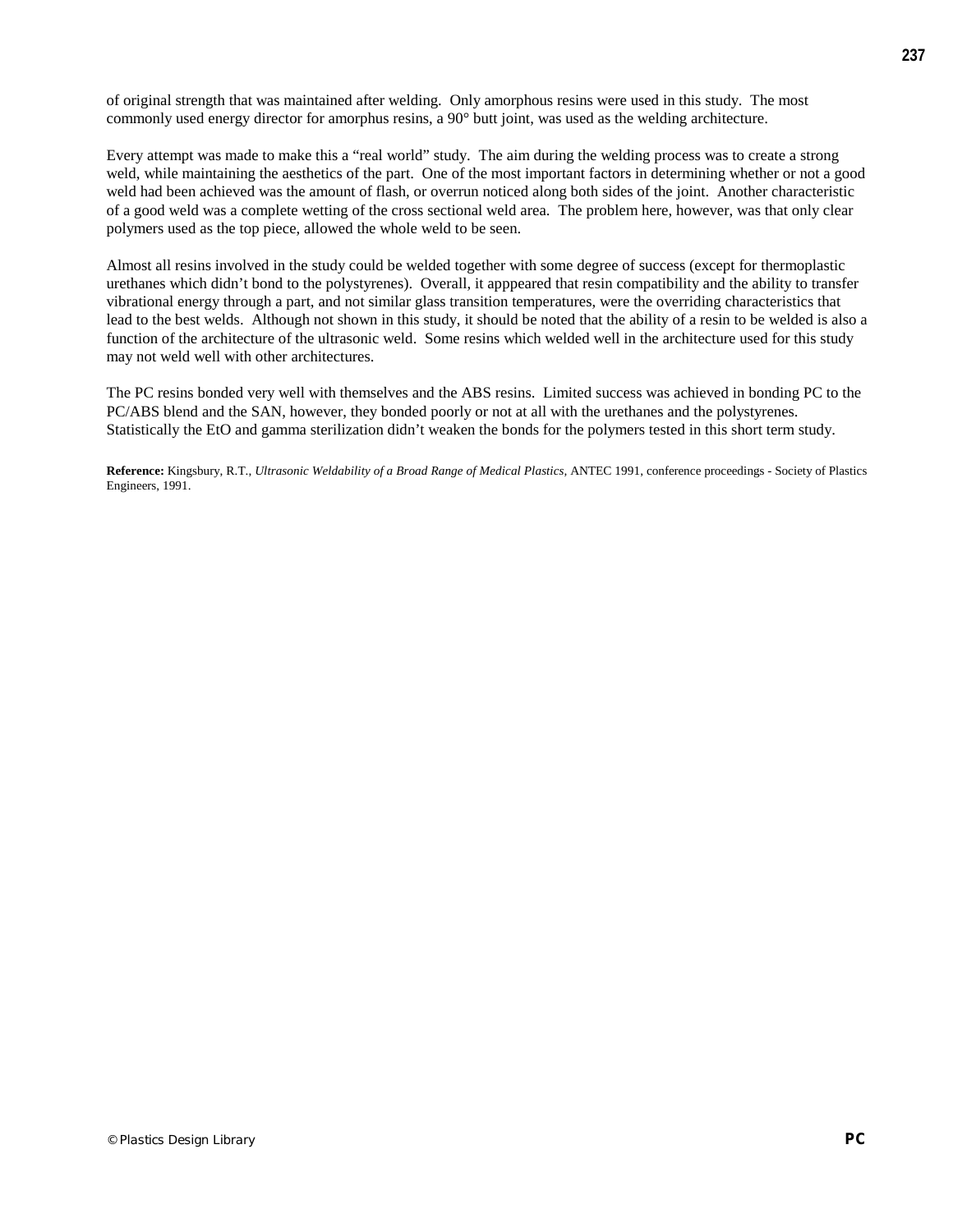of original strength that was maintained after welding. Only amorphous resins were used in this study. The most commonly used energy director for amorphus resins, a 90° butt joint, was used as the welding architecture.

Every attempt was made to make this a "real world" study. The aim during the welding process was to create a strong weld, while maintaining the aesthetics of the part. One of the most important factors in determining whether or not a good weld had been achieved was the amount of flash, or overrun noticed along both sides of the joint. Another characteristic of a good weld was a complete wetting of the cross sectional weld area. The problem here, however, was that only clear polymers used as the top piece, allowed the whole weld to be seen.

Almost all resins involved in the study could be welded together with some degree of success (except for thermoplastic urethanes which didn't bond to the polystyrenes). Overall, it apppeared that resin compatibility and the ability to transfer vibrational energy through a part, and not similar glass transition temperatures, were the overriding characteristics that lead to the best welds. Although not shown in this study, it should be noted that the ability of a resin to be welded is also a function of the architecture of the ultrasonic weld. Some resins which welded well in the architecture used for this study may not weld well with other architectures.

The PC resins bonded very well with themselves and the ABS resins. Limited success was achieved in bonding PC to the PC/ABS blend and the SAN, however, they bonded poorly or not at all with the urethanes and the polystyrenes. Statistically the EtO and gamma sterilization didn't weaken the bonds for the polymers tested in this short term study.

**Reference:** Kingsbury, R.T., *Ultrasonic Weldability of a Broad Range of Medical Plastics,* ANTEC 1991, conference proceedings - Society of Plastics Engineers, 1991.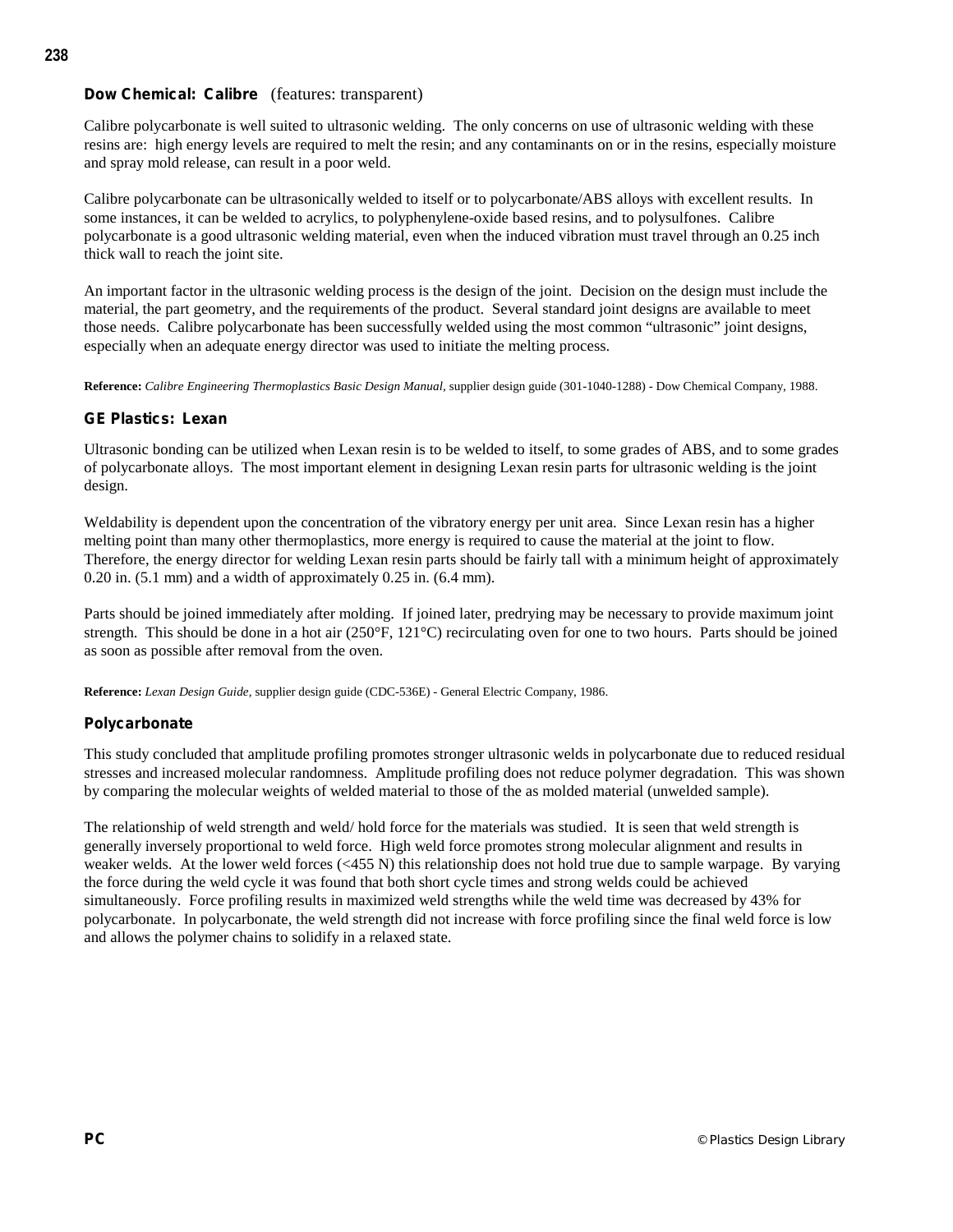### Dow Chemical: Calibre (features: transparent)

Calibre polycarbonate is well suited to ultrasonic welding. The only concerns on use of ultrasonic welding with these resins are: high energy levels are required to melt the resin; and any contaminants on or in the resins, especially moisture and spray mold release, can result in a poor weld.

Calibre polycarbonate can be ultrasonically welded to itself or to polycarbonate/ABS alloys with excellent results. In some instances, it can be welded to acrylics, to polyphenylene-oxide based resins, and to polysulfones. Calibre polycarbonate is a good ultrasonic welding material, even when the induced vibration must travel through an 0.25 inch thick wall to reach the joint site.

An important factor in the ultrasonic welding process is the design of the joint. Decision on the design must include the material, the part geometry, and the requirements of the product. Several standard joint designs are available to meet those needs. Calibre polycarbonate has been successfully welded using the most common "ultrasonic" joint designs, especially when an adequate energy director was used to initiate the melting process.

**Reference:** *Calibre Engineering Thermoplastics Basic Design Manual,* supplier design guide (301-1040-1288) - Dow Chemical Company, 1988.

### GE Plastics: Lexan

Ultrasonic bonding can be utilized when Lexan resin is to be welded to itself, to some grades of ABS, and to some grades of polycarbonate alloys. The most important element in designing Lexan resin parts for ultrasonic welding is the joint design.

Weldability is dependent upon the concentration of the vibratory energy per unit area. Since Lexan resin has a higher melting point than many other thermoplastics, more energy is required to cause the material at the joint to flow. Therefore, the energy director for welding Lexan resin parts should be fairly tall with a minimum height of approximately 0.20 in. (5.1 mm) and a width of approximately 0.25 in. (6.4 mm).

Parts should be joined immediately after molding. If joined later, predrying may be necessary to provide maximum joint strength. This should be done in a hot air (250°F, 121°C) recirculating oven for one to two hours. Parts should be joined as soon as possible after removal from the oven.

**Reference:** *Lexan Design Guide,* supplier design guide (CDC-536E) - General Electric Company, 1986.

### Polycarbonate

This study concluded that amplitude profiling promotes stronger ultrasonic welds in polycarbonate due to reduced residual stresses and increased molecular randomness. Amplitude profiling does not reduce polymer degradation. This was shown by comparing the molecular weights of welded material to those of the as molded material (unwelded sample).

The relationship of weld strength and weld/ hold force for the materials was studied. It is seen that weld strength is generally inversely proportional to weld force. High weld force promotes strong molecular alignment and results in weaker welds. At the lower weld forces (<455 N) this relationship does not hold true due to sample warpage. By varying the force during the weld cycle it was found that both short cycle times and strong welds could be achieved simultaneously. Force profiling results in maximized weld strengths while the weld time was decreased by 43% for polycarbonate. In polycarbonate, the weld strength did not increase with force profiling since the final weld force is low and allows the polymer chains to solidify in a relaxed state.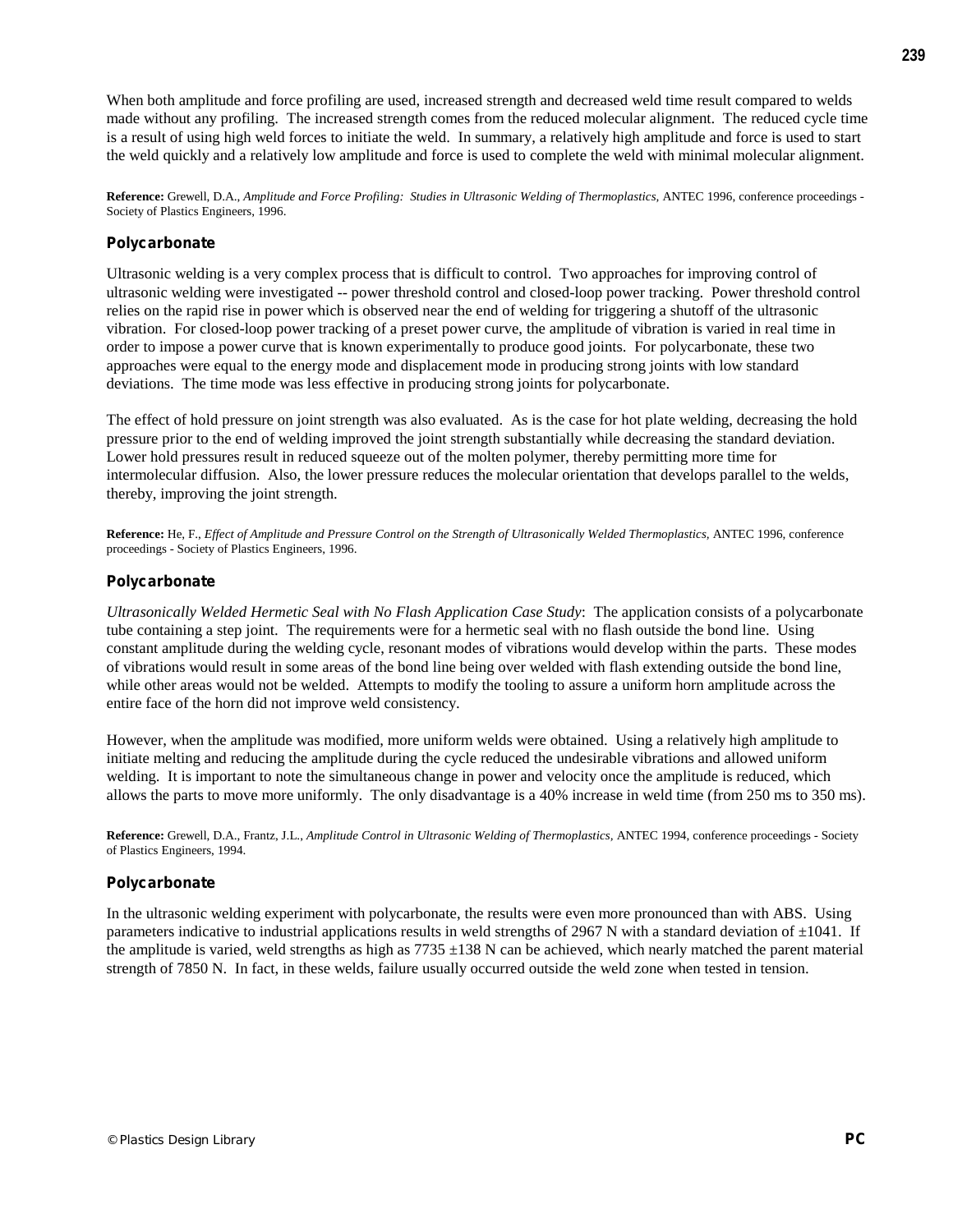When both amplitude and force profiling are used, increased strength and decreased weld time result compared to welds made without any profiling. The increased strength comes from the reduced molecular alignment. The reduced cycle time is a result of using high weld forces to initiate the weld. In summary, a relatively high amplitude and force is used to start the weld quickly and a relatively low amplitude and force is used to complete the weld with minimal molecular alignment.

**Reference:** Grewell, D.A., *Amplitude and Force Profiling: Studies in Ultrasonic Welding of Thermoplastics,* ANTEC 1996, conference proceedings - Society of Plastics Engineers, 1996.

### Polycarbonate

Ultrasonic welding is a very complex process that is difficult to control. Two approaches for improving control of ultrasonic welding were investigated -- power threshold control and closed-loop power tracking. Power threshold control relies on the rapid rise in power which is observed near the end of welding for triggering a shutoff of the ultrasonic vibration. For closed-loop power tracking of a preset power curve, the amplitude of vibration is varied in real time in order to impose a power curve that is known experimentally to produce good joints. For polycarbonate, these two approaches were equal to the energy mode and displacement mode in producing strong joints with low standard deviations. The time mode was less effective in producing strong joints for polycarbonate.

The effect of hold pressure on joint strength was also evaluated. As is the case for hot plate welding, decreasing the hold pressure prior to the end of welding improved the joint strength substantially while decreasing the standard deviation. Lower hold pressures result in reduced squeeze out of the molten polymer, thereby permitting more time for intermolecular diffusion. Also, the lower pressure reduces the molecular orientation that develops parallel to the welds, thereby, improving the joint strength.

**Reference:** He, F., *Effect of Amplitude and Pressure Control on the Strength of Ultrasonically Welded Thermoplastics,* ANTEC 1996, conference proceedings - Society of Plastics Engineers, 1996.

### Polycarbonate

*Ultrasonically Welded Hermetic Seal with No Flash Application Case Study*: The application consists of a polycarbonate tube containing a step joint. The requirements were for a hermetic seal with no flash outside the bond line. Using constant amplitude during the welding cycle, resonant modes of vibrations would develop within the parts. These modes of vibrations would result in some areas of the bond line being over welded with flash extending outside the bond line, while other areas would not be welded. Attempts to modify the tooling to assure a uniform horn amplitude across the entire face of the horn did not improve weld consistency.

However, when the amplitude was modified, more uniform welds were obtained. Using a relatively high amplitude to initiate melting and reducing the amplitude during the cycle reduced the undesirable vibrations and allowed uniform welding. It is important to note the simultaneous change in power and velocity once the amplitude is reduced, which allows the parts to move more uniformly. The only disadvantage is a 40% increase in weld time (from 250 ms to 350 ms).

**Reference:** Grewell, D.A., Frantz, J.L., *Amplitude Control in Ultrasonic Welding of Thermoplastics,* ANTEC 1994, conference proceedings - Society of Plastics Engineers, 1994.

### Polycarbonate

In the ultrasonic welding experiment with polycarbonate, the results were even more pronounced than with ABS. Using parameters indicative to industrial applications results in weld strengths of 2967 N with a standard deviation of ±1041. If the amplitude is varied, weld strengths as high as 7735 ±138 N can be achieved, which nearly matched the parent material strength of 7850 N. In fact, in these welds, failure usually occurred outside the weld zone when tested in tension.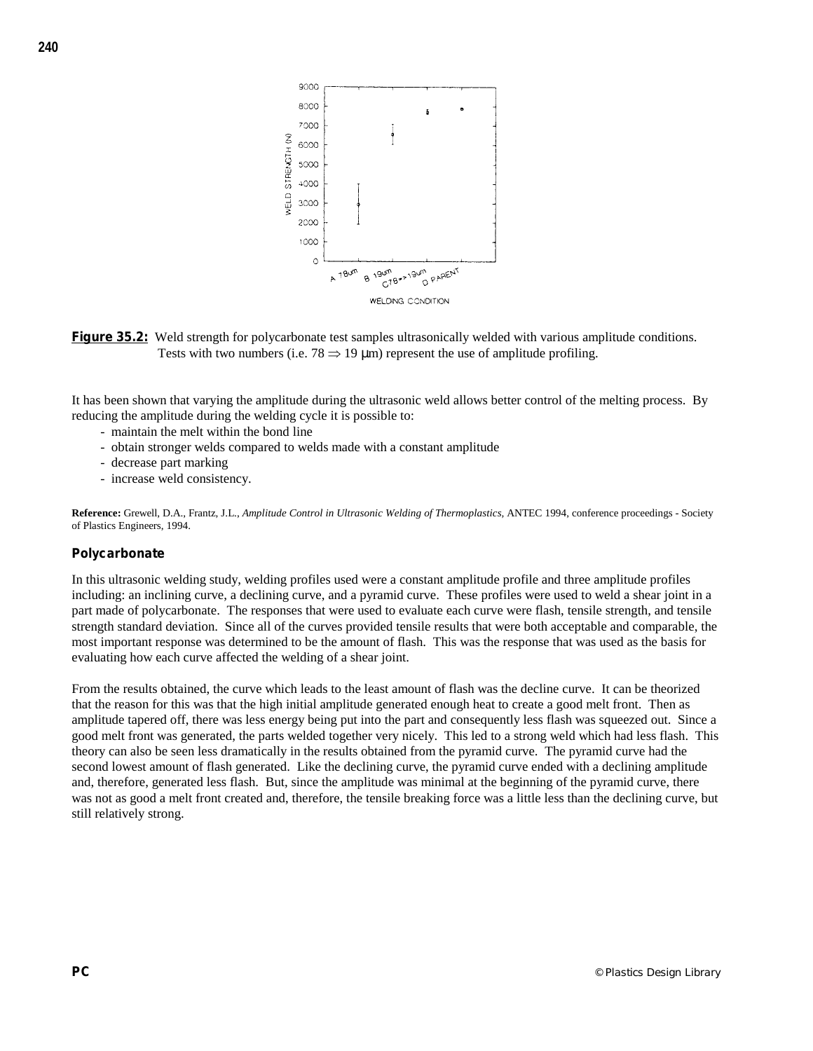**Figure 35.2:** Weld strength for polycarbonate test samples ultrasonically welded with various amplitude conditions. Tests with two numbers (i.e. 78 $\Rightarrow$ 19 μm) represent the use of amplitude profiling.

It has been shown that varying the amplitude during the ultrasonic weld allows better control of the melting process. By reducing the amplitude during the welding cycle it is possible to:

- maintain the melt within the bond line
- obtain stronger welds compared to welds made with a constant amplitude
- decrease part marking
- increase weld consistency.

**Reference:** Grewell, D.A., Frantz, J.L., *Amplitude Control in Ultrasonic Welding of Thermoplastics*, ANTEC 1994, conference proceedings - Society of Plastics Engineers, 1994.

### Polycarbonate

In this ultrasonic welding study, welding profiles used were a constant amplitude profile and three amplitude profiles including: an inclining curve, a declining curve, and a pyramid curve. These profiles were used to weld a shear joint in a part made of polycarbonate. The responses that were used to evaluate each curve were flash, tensile strength, and tensile strength standard deviation. Since all of the curves provided tensile results that were both acceptable and comparable, the most important response was determined to be the amount of flash. This was the response that was used as the basis for evaluating how each curve affected the welding of a shear joint.

From the results obtained, the curve which leads to the least amount of flash was the decline curve. It can be theorized that the reason for this was that the high initial amplitude generated enough heat to create a good melt front. Then as amplitude tapered off, there was less energy being put into the part and consequently less flash was squeezed out. Since a good melt front was generated, the parts welded together very nicely. This led to a strong weld which had less flash. This theory can also be seen less dramatically in the results obtained from the pyramid curve. The pyramid curve had the second lowest amount of flash generated. Like the declining curve, the pyramid curve ended with a declining amplitude and, therefore, generated less flash. But, since the amplitude was minimal at the beginning of the pyramid curve, there was not as good a melt front created and, therefore, the tensile breaking force was a little less than the declining curve, but still relatively strong.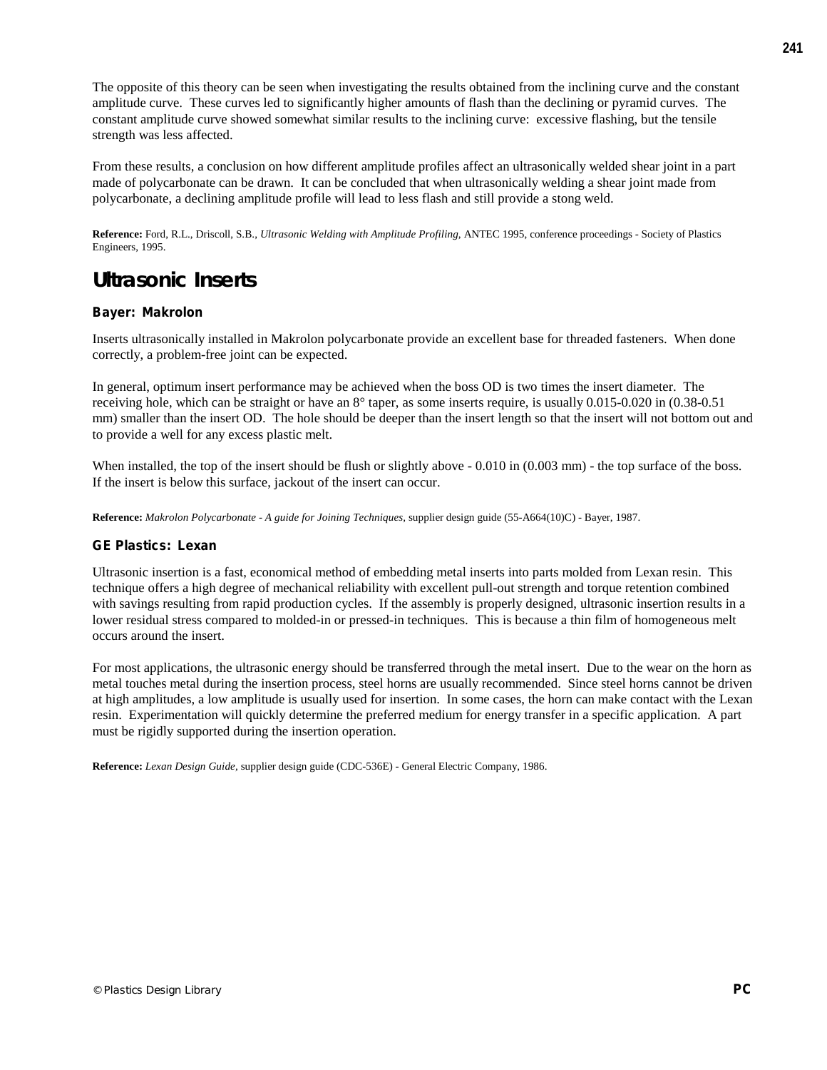The opposite of this theory can be seen when investigating the results obtained from the inclining curve and the constant amplitude curve. These curves led to significantly higher amounts of flash than the declining or pyramid curves. The constant amplitude curve showed somewhat similar results to the inclining curve: excessive flashing, but the tensile strength was less affected.

From these results, a conclusion on how different amplitude profiles affect an ultrasonically welded shear joint in a part made of polycarbonate can be drawn. It can be concluded that when ultrasonically welding a shear joint made from polycarbonate, a declining amplitude profile will lead to less flash and still provide a stong weld.

**Reference:** Ford, R.L., Driscoll, S.B., *Ultrasonic Welding with Amplitude Profiling,* ANTEC 1995, conference proceedings - Society of Plastics Engineers, 1995.

## Ultrasonic Inserts

### Bayer: Makrolon

Inserts ultrasonically installed in Makrolon polycarbonate provide an excellent base for threaded fasteners. When done correctly, a problem-free joint can be expected.

In general, optimum insert performance may be achieved when the boss OD is two times the insert diameter. The receiving hole, which can be straight or have an 8° taper, as some inserts require, is usually 0.015-0.020 in (0.38-0.51 mm) smaller than the insert OD. The hole should be deeper than the insert length so that the insert will not bottom out and to provide a well for any excess plastic melt.

When installed, the top of the insert should be flush or slightly above - 0.010 in (0.003 mm) - the top surface of the boss. If the insert is below this surface, jackout of the insert can occur.

**Reference:** *Makrolon Polycarbonate - A guide for Joining Techniques,* supplier design guide (55-A664(10)C) - Bayer, 1987.

### GE Plastics: Lexan

Ultrasonic insertion is a fast, economical method of embedding metal inserts into parts molded from Lexan resin. This technique offers a high degree of mechanical reliability with excellent pull-out strength and torque retention combined with savings resulting from rapid production cycles. If the assembly is properly designed, ultrasonic insertion results in a lower residual stress compared to molded-in or pressed-in techniques. This is because a thin film of homogeneous melt occurs around the insert.

For most applications, the ultrasonic energy should be transferred through the metal insert. Due to the wear on the horn as metal touches metal during the insertion process, steel horns are usually recommended. Since steel horns cannot be driven at high amplitudes, a low amplitude is usually used for insertion. In some cases, the horn can make contact with the Lexan resin. Experimentation will quickly determine the preferred medium for energy transfer in a specific application. A part must be rigidly supported during the insertion operation.

**Reference:** *Lexan Design Guide,* supplier design guide (CDC-536E) - General Electric Company, 1986.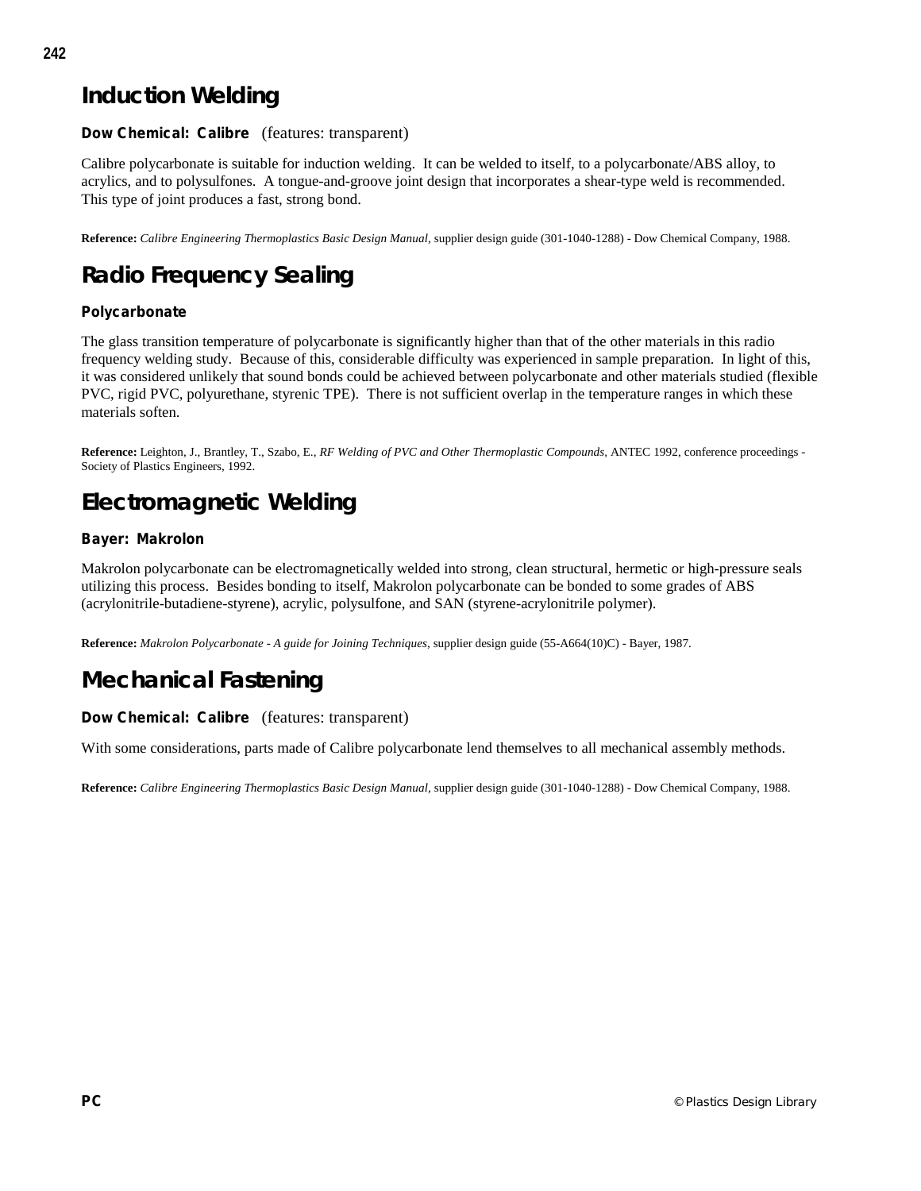## Induction Welding

**Dow Chemical: Calibre** (features: transparent)

Calibre polycarbonate is suitable for induction welding. It can be welded to itself, to a polycarbonate/ABS alloy, to acrylics, and to polysulfones. A tongue-and-groove joint design that incorporates a shear-type weld is recommended. This type of joint produces a fast, strong bond.

**Reference:** *Calibre Engineering Thermoplastics Basic Design Manual,* supplier design guide (301-1040-1288) - Dow Chemical Company, 1988.

## Radio Frequency Sealing

**Polycarbonate**

The glass transition temperature of polycarbonate is significantly higher than that of the other materials in this radio frequency welding study. Because of this, considerable difficulty was experienced in sample preparation. In light of this, it was considered unlikely that sound bonds could be achieved between polycarbonate and other materials studied (flexible PVC, rigid PVC, polyurethane, styrenic TPE). There is not sufficient overlap in the temperature ranges in which these materials soften.

**Reference:** Leighton, J., Brantley, T., Szabo, E., *RF Welding of PVC and Other Thermoplastic Compounds,* ANTEC 1992, conference proceedings - Society of Plastics Engineers, 1992.

## Electromagnetic Welding

**Bayer: Makrolon**

Makrolon polycarbonate can be electromagnetically welded into strong, clean structural, hermetic or high-pressure seals utilizing this process. Besides bonding to itself, Makrolon polycarbonate can be bonded to some grades of ABS (acrylonitrile-butadiene-styrene), acrylic, polysulfone, and SAN (styrene-acrylonitrile polymer).

**Reference:** *Makrolon Polycarbonate - A guide for Joining Techniques,* supplier design guide (55-A664(10)C) - Bayer, 1987.

## Mechanical Fastening

**Dow Chemical: Calibre** (features: transparent)

With some considerations, parts made of Calibre polycarbonate lend themselves to all mechanical assembly methods.

**Reference:** *Calibre Engineering Thermoplastics Basic Design Manual,* supplier design guide (301-1040-1288) - Dow Chemical Company, 1988.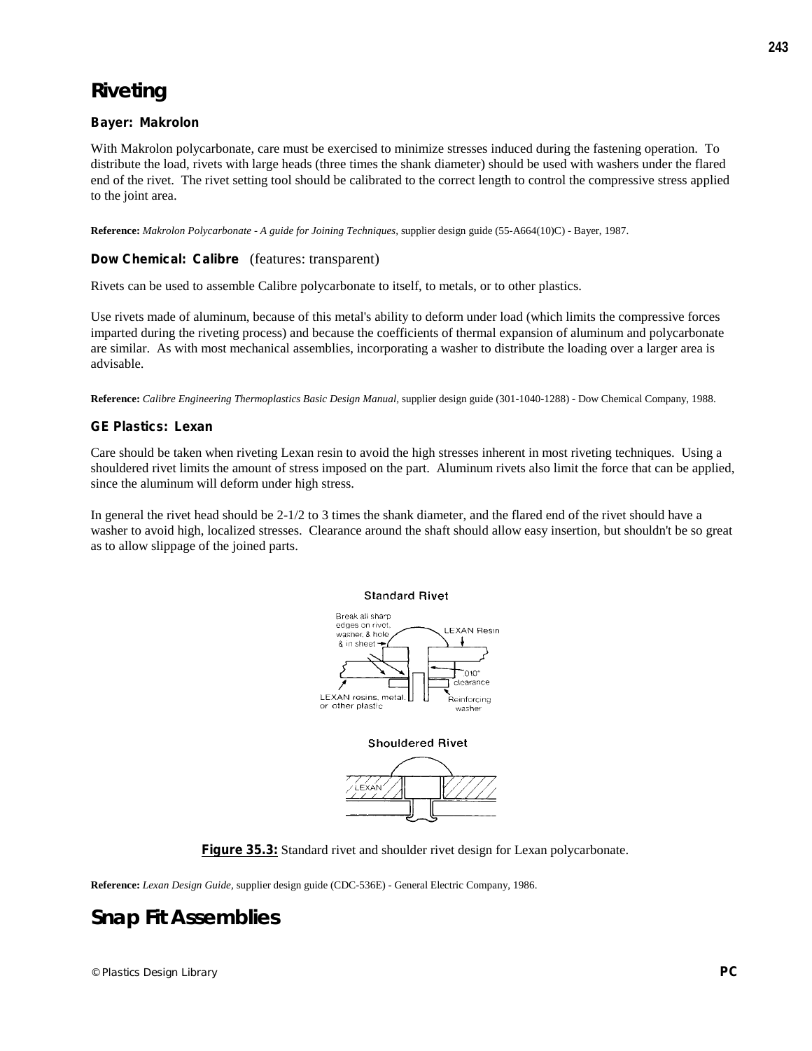# Riveting

### Bayer: Makrolon

With Makrolon polycarbonate, care must be exercised to minimize stresses induced during the fastening operation. To distribute the load, rivets with large heads (three times the shank diameter) should be used with washers under the flared end of the rivet. The rivet setting tool should be calibrated to the correct length to control the compressive stress applied to the joint area.

**Reference:** *Makrolon Polycarbonate - A guide for Joining Techniques,* supplier design guide (55-A664(10)C) - Bayer, 1987.

### Dow Chemical: Calibre (features: transparent)

Rivets can be used to assemble Calibre polycarbonate to itself, to metals, or to other plastics.

Use rivets made of aluminum, because of this metal's ability to deform under load (which limits the compressive forces imparted during the riveting process) and because the coefficients of thermal expansion of aluminum and polycarbonate are similar. As with most mechanical assemblies, incorporating a washer to distribute the loading over a larger area is advisable.

**Reference:** *Calibre Engineering Thermoplastics Basic Design Manual,* supplier design guide (301-1040-1288) - Dow Chemical Company, 1988.

### GE Plastics: Lexan

Care should be taken when riveting Lexan resin to avoid the high stresses inherent in most riveting techniques. Using a shouldered rivet limits the amount of stress imposed on the part. Aluminum rivets also limit the force that can be applied, since the aluminum will deform under high stress.

In general the rivet head should be 2-1/2 to 3 times the shank diameter, and the flared end of the rivet should have a washer to avoid high, localized stresses. Clearance around the shaft should allow easy insertion, but shouldn't be so great as to allow slippage of the joined parts.

**Figure 35.3:** Standard rivet and shoulder rivet design for Lexan polycarbonate.

**Reference:** *Lexan Design Guide,* supplier design guide (CDC-536E) - General Electric Company, 1986.

# Snap Fit Assemblies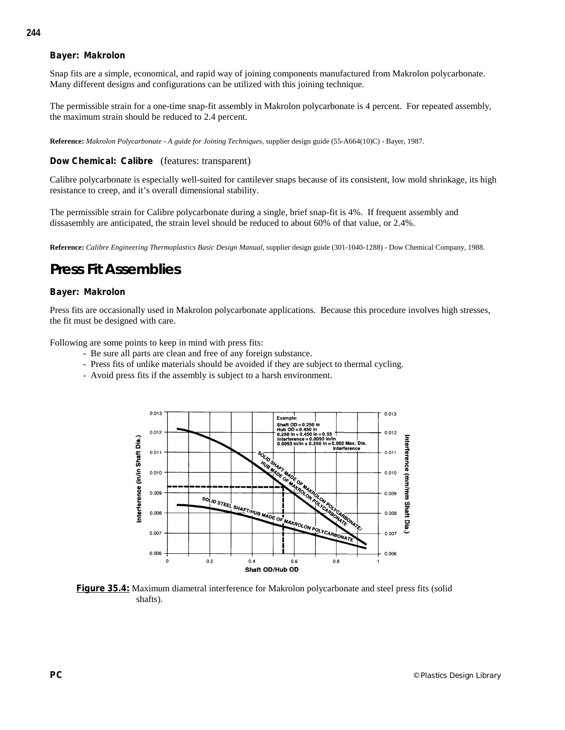### Bayer: Makrolon

Snap fits are a simple, economical, and rapid way of joining components manufactured from Makrolon polycarbonate. Many different designs and configurations can be utilized with this joining technique.

The permissible strain for a one-time snap-fit assembly in Makrolon polycarbonate is 4 percent. For repeated assembly, the maximum strain should be reduced to 2.4 percent.

**Reference:** *Makrolon Polycarbonate - A guide for Joining Techniques,* supplier design guide (55-A664(10)C) - Bayer, 1987.

### Dow Chemical: Calibre (features: transparent)

Calibre polycarbonate is especially well-suited for cantilever snaps because of its consistent, low mold shrinkage, its high resistance to creep, and it's overall dimensional stability.

The permissible strain for Calibre polycarbonate during a single, brief snap-fit is 4%. If frequent assembly and dissasembly are anticipated, the strain level should be reduced to about 60% of that value, or 2.4%.

**Reference:** *Calibre Engineering Thermoplastics Basic Design Manual,* supplier design guide (301-1040-1288) - Dow Chemical Company, 1988.

## Press Fit Assemblies

### Bayer: Makrolon

Press fits are occasionally used in Makrolon polycarbonate applications. Because this procedure involves high stresses, the fit must be designed with care.

Following are some points to keep in mind with press fits:

- Be sure all parts are clean and free of any foreign substance.
- Press fits of unlike materials should be avoided if they are subject to thermal cycling.
- Avoid press fits if the assembly is subject to a harsh environment.

**Figure 35.4:** Maximum diametral interference for Makrolon polycarbonate and steel press fits (solid shafts).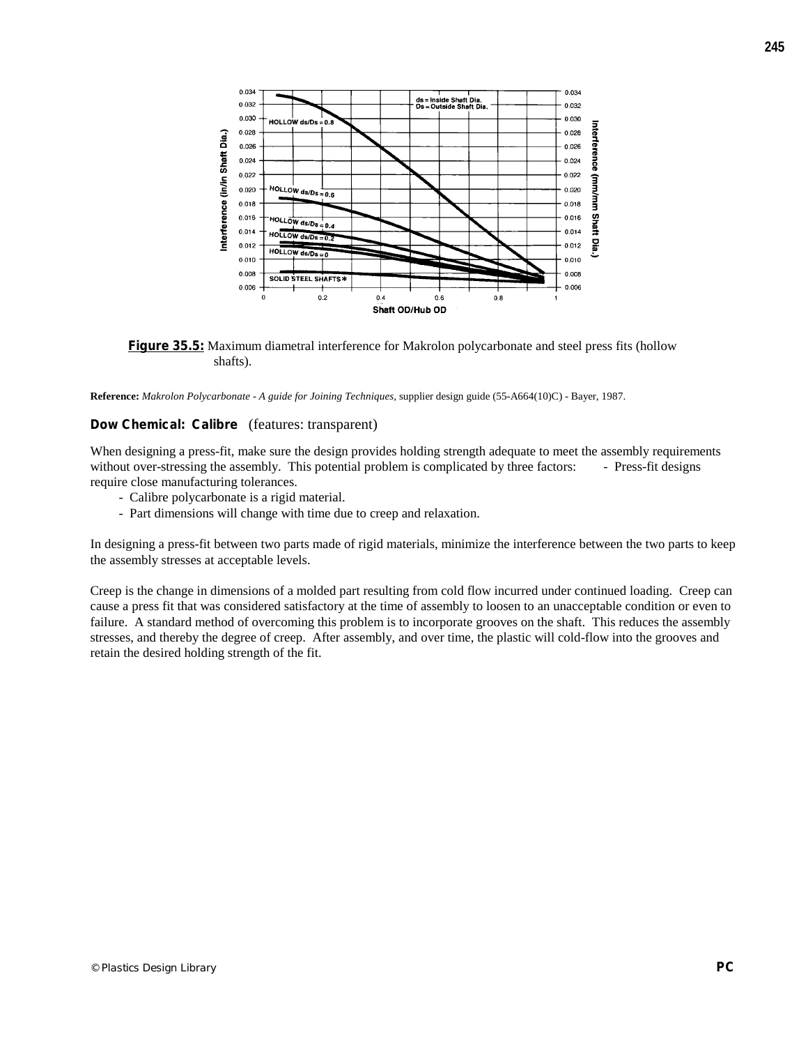**Figure 35.5:** Maximum diametral interference for Makrolon polycarbonate and steel press fits (hollow shafts).

**Reference:** *Makrolon Polycarbonate - A guide for Joining Techniques*, supplier design guide (55-A664(10)C) - Bayer, 1987.

**Dow Chemical: Calibre** (features: transparent)

When designing a press-fit, make sure the design provides holding strength adequate to meet the assembly requirements without over-stressing the assembly. This potential problem is complicated by three factors:

- Press-fit designs require close manufacturing tolerances.
- Calibre polycarbonate is a rigid material.
- Part dimensions will change with time due to creep and relaxation.

In designing a press-fit between two parts made of rigid materials, minimize the interference between the two parts to keep the assembly stresses at acceptable levels.

Creep is the change in dimensions of a molded part resulting from cold flow incurred under continued loading. Creep can cause a press fit that was considered satisfactory at the time of assembly to loosen to an unacceptable condition or even to failure. A standard method of overcoming this problem is to incorporate grooves on the shaft. This reduces the assembly stresses, and thereby the degree of creep. After assembly, and over time, the plastic will cold-flow into the grooves and retain the desired holding strength of the fit.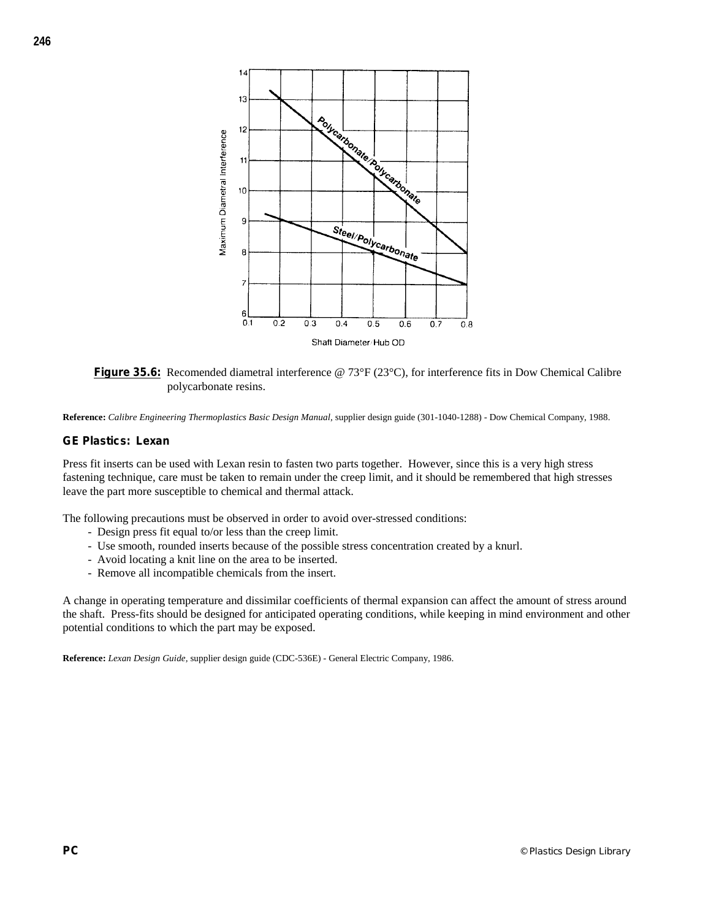**Figure 35.6:** Recomended diametral interference @ 73°F (23°C), for interference fits in Dow Chemical Calibre polycarbonate resins.

**Reference:** *Calibre Engineering Thermoplastics Basic Design Manual*, supplier design guide (301-1040-1288) - Dow Chemical Company, 1988.

### GE Plastics: Lexan

Press fit inserts can be used with Lexan resin to fasten two parts together. However, since this is a very high stress fastening technique, care must be taken to remain under the creep limit, and it should be remembered that high stresses leave the part more susceptible to chemical and thermal attack.

The following precautions must be observed in order to avoid over-stressed conditions:

- Design press fit equal to/or less than the creep limit.
- Use smooth, rounded inserts because of the possible stress concentration created by a knurl.
- Avoid locating a knit line on the area to be inserted.
- Remove all incompatible chemicals from the insert.

A change in operating temperature and dissimilar coefficients of thermal expansion can affect the amount of stress around the shaft. Press-fits should be designed for anticipated operating conditions, while keeping in mind environment and other potential conditions to which the part may be exposed.

**Reference:** *Lexan Design Guide*, supplier design guide (CDC-536E) - General Electric Company, 1986.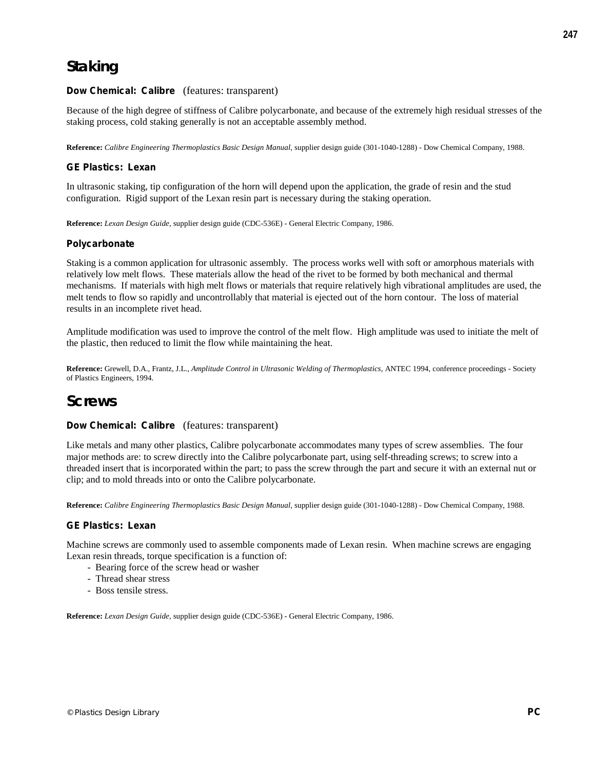# Staking

### Dow Chemical: Calibre (features: transparent)

Because of the high degree of stiffness of Calibre polycarbonate, and because of the extremely high residual stresses of the staking process, cold staking generally is not an acceptable assembly method.

**Reference:** *Calibre Engineering Thermoplastics Basic Design Manual,* supplier design guide (301-1040-1288) - Dow Chemical Company, 1988.

### GE Plastics: Lexan

In ultrasonic staking, tip configuration of the horn will depend upon the application, the grade of resin and the stud configuration. Rigid support of the Lexan resin part is necessary during the staking operation.

**Reference:** *Lexan Design Guide,* supplier design guide (CDC-536E) - General Electric Company, 1986.

### Polycarbonate

Staking is a common application for ultrasonic assembly. The process works well with soft or amorphous materials with relatively low melt flows. These materials allow the head of the rivet to be formed by both mechanical and thermal mechanisms. If materials with high melt flows or materials that require relatively high vibrational amplitudes are used, the melt tends to flow so rapidly and uncontrollably that material is ejected out of the horn contour. The loss of material results in an incomplete rivet head.

Amplitude modification was used to improve the control of the melt flow. High amplitude was used to initiate the melt of the plastic, then reduced to limit the flow while maintaining the heat.

**Reference:** Grewell, D.A., Frantz, J.L., *Amplitude Control in Ultrasonic Welding of Thermoplastics,* ANTEC 1994, conference proceedings - Society of Plastics Engineers, 1994.

# Screws

### Dow Chemical: Calibre (features: transparent)

Like metals and many other plastics, Calibre polycarbonate accommodates many types of screw assemblies. The four major methods are: to screw directly into the Calibre polycarbonate part, using self-threading screws; to screw into a threaded insert that is incorporated within the part; to pass the screw through the part and secure it with an external nut or clip; and to mold threads into or onto the Calibre polycarbonate.

**Reference:** *Calibre Engineering Thermoplastics Basic Design Manual,* supplier design guide (301-1040-1288) - Dow Chemical Company, 1988.

### GE Plastics: Lexan

Machine screws are commonly used to assemble components made of Lexan resin. When machine screws are engaging Lexan resin threads, torque specification is a function of:

- Bearing force of the screw head or washer
- Thread shear stress
- Boss tensile stress.

**Reference:** *Lexan Design Guide,* supplier design guide (CDC-536E) - General Electric Company, 1986.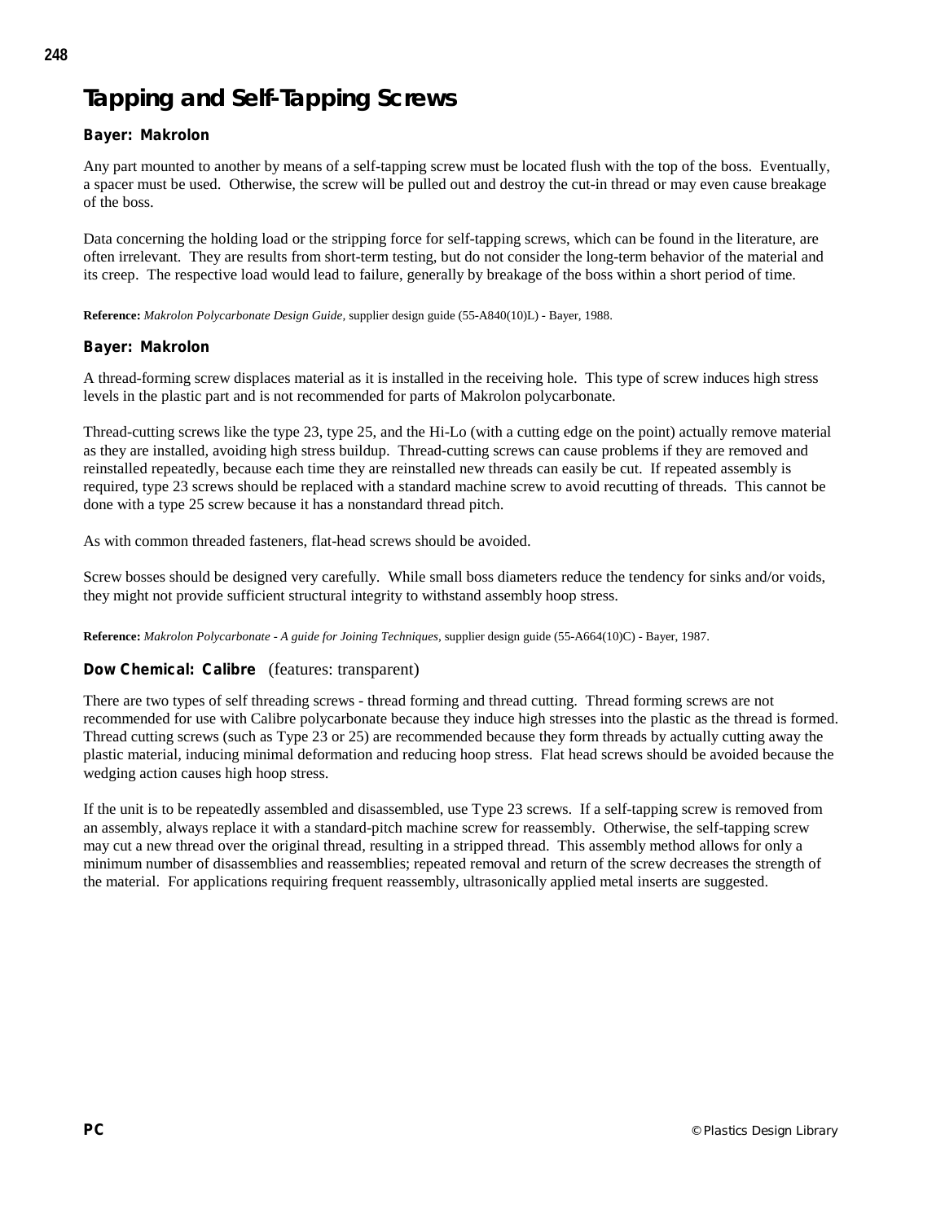# Tapping and Self-Tapping Screws

### Bayer: Makrolon

Any part mounted to another by means of a self-tapping screw must be located flush with the top of the boss. Eventually, a spacer must be used. Otherwise, the screw will be pulled out and destroy the cut-in thread or may even cause breakage of the boss.

Data concerning the holding load or the stripping force for self-tapping screws, which can be found in the literature, are often irrelevant. They are results from short-term testing, but do not consider the long-term behavior of the material and its creep. The respective load would lead to failure, generally by breakage of the boss within a short period of time.

**Reference:** *Makrolon Polycarbonate Design Guide,* supplier design guide (55-A840(10)L) - Bayer, 1988.

### Bayer: Makrolon

A thread-forming screw displaces material as it is installed in the receiving hole. This type of screw induces high stress levels in the plastic part and is not recommended for parts of Makrolon polycarbonate.

Thread-cutting screws like the type 23, type 25, and the Hi-Lo (with a cutting edge on the point) actually remove material as they are installed, avoiding high stress buildup. Thread-cutting screws can cause problems if they are removed and reinstalled repeatedly, because each time they are reinstalled new threads can easily be cut. If repeated assembly is required, type 23 screws should be replaced with a standard machine screw to avoid recutting of threads. This cannot be done with a type 25 screw because it has a nonstandard thread pitch.

As with common threaded fasteners, flat-head screws should be avoided.

Screw bosses should be designed very carefully. While small boss diameters reduce the tendency for sinks and/or voids, they might not provide sufficient structural integrity to withstand assembly hoop stress.

**Reference:** *Makrolon Polycarbonate - A guide for Joining Techniques,* supplier design guide (55-A664(10)C) - Bayer, 1987.

### Dow Chemical: Calibre (features: transparent)

There are two types of self threading screws - thread forming and thread cutting. Thread forming screws are not recommended for use with Calibre polycarbonate because they induce high stresses into the plastic as the thread is formed. Thread cutting screws (such as Type 23 or 25) are recommended because they form threads by actually cutting away the plastic material, inducing minimal deformation and reducing hoop stress. Flat head screws should be avoided because the wedging action causes high hoop stress.

If the unit is to be repeatedly assembled and disassembled, use Type 23 screws. If a self-tapping screw is removed from an assembly, always replace it with a standard-pitch machine screw for reassembly. Otherwise, the self-tapping screw may cut a new thread over the original thread, resulting in a stripped thread. This assembly method allows for only a minimum number of disassemblies and reassemblies; repeated removal and return of the screw decreases the strength of the material. For applications requiring frequent reassembly, ultrasonically applied metal inserts are suggested.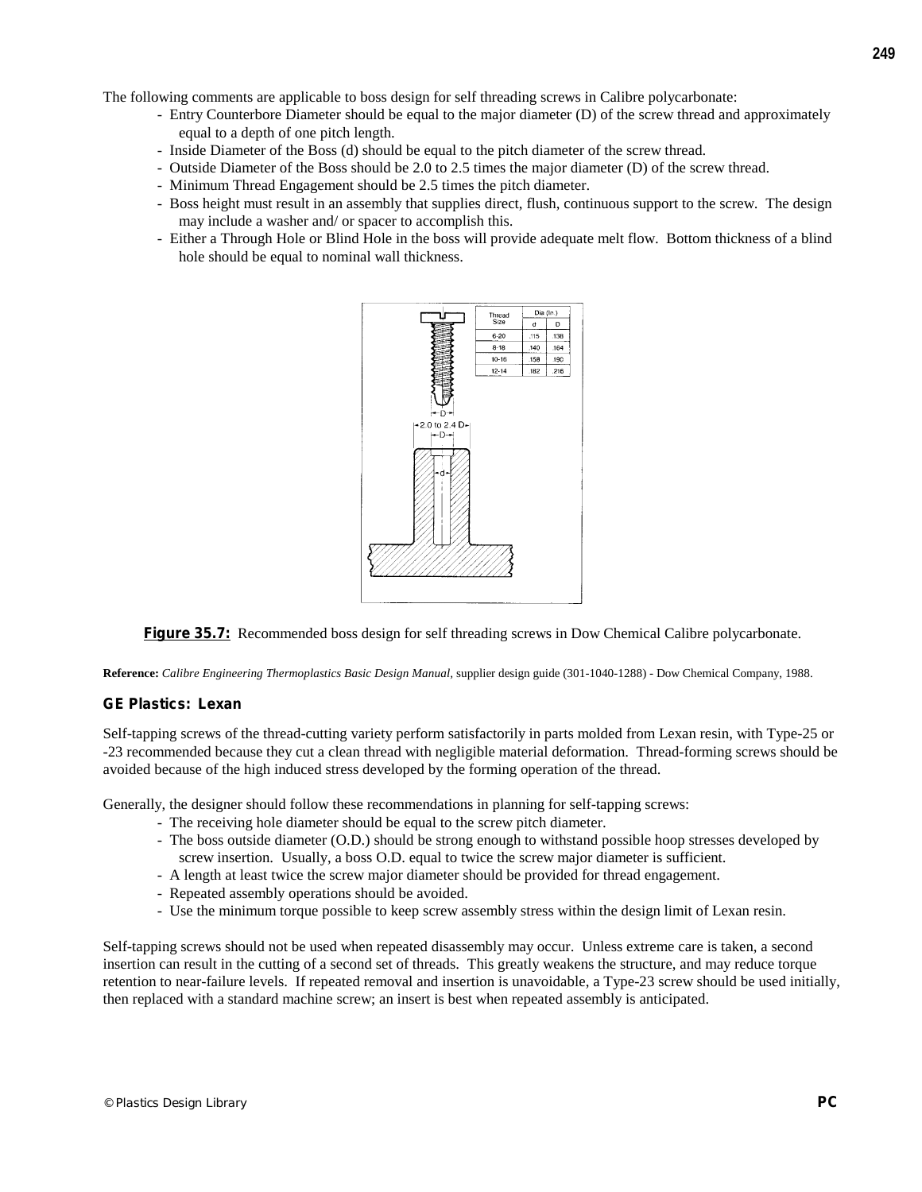The following comments are applicable to boss design for self threading screws in Calibre polycarbonate:

- Entry Counterbore Diameter should be equal to the major diameter (D) of the screw thread and approximately equal to a depth of one pitch length.
- Inside Diameter of the Boss (d) should be equal to the pitch diameter of the screw thread.
- Outside Diameter of the Boss should be 2.0 to 2.5 times the major diameter (D) of the screw thread.
- Minimum Thread Engagement should be 2.5 times the pitch diameter.
- Boss height must result in an assembly that supplies direct, flush, continuous support to the screw. The design may include a washer and/ or spacer to accomplish this.
- Either a Through Hole or Blind Hole in the boss will provide adequate melt flow. Bottom thickness of a blind hole should be equal to nominal wall thickness.

| Thread Size | Dia (in.) | |
|---|---|---|
| | d | D |
| 6-20 | .115 | .138 |
| 8-18 | .140 | .164 |
| 10-16 | .158 | .190 |
| 12-14 | .182 | .216 |

**Figure 35.7:** Recommended boss design for self threading screws in Dow Chemical Calibre polycarbonate.

**Reference:** *Calibre Engineering Thermoplastics Basic Design Manual,* supplier design guide (301-1040-1288) - Dow Chemical Company, 1988.

### GE Plastics: Lexan

Self-tapping screws of the thread-cutting variety perform satisfactorily in parts molded from Lexan resin, with Type-25 or -23 recommended because they cut a clean thread with negligible material deformation. Thread-forming screws should be avoided because of the high induced stress developed by the forming operation of the thread.

Generally, the designer should follow these recommendations in planning for self-tapping screws:

- The receiving hole diameter should be equal to the screw pitch diameter.
- The boss outside diameter (O.D.) should be strong enough to withstand possible hoop stresses developed by screw insertion. Usually, a boss O.D. equal to twice the screw major diameter is sufficient.
- A length at least twice the screw major diameter should be provided for thread engagement.
- Repeated assembly operations should be avoided.
- Use the minimum torque possible to keep screw assembly stress within the design limit of Lexan resin.

Self-tapping screws should not be used when repeated disassembly may occur. Unless extreme care is taken, a second insertion can result in the cutting of a second set of threads. This greatly weakens the structure, and may reduce torque retention to near-failure levels. If repeated removal and insertion is unavoidable, a Type-23 screw should be used initially, then replaced with a standard machine screw; an insert is best when repeated assembly is anticipated.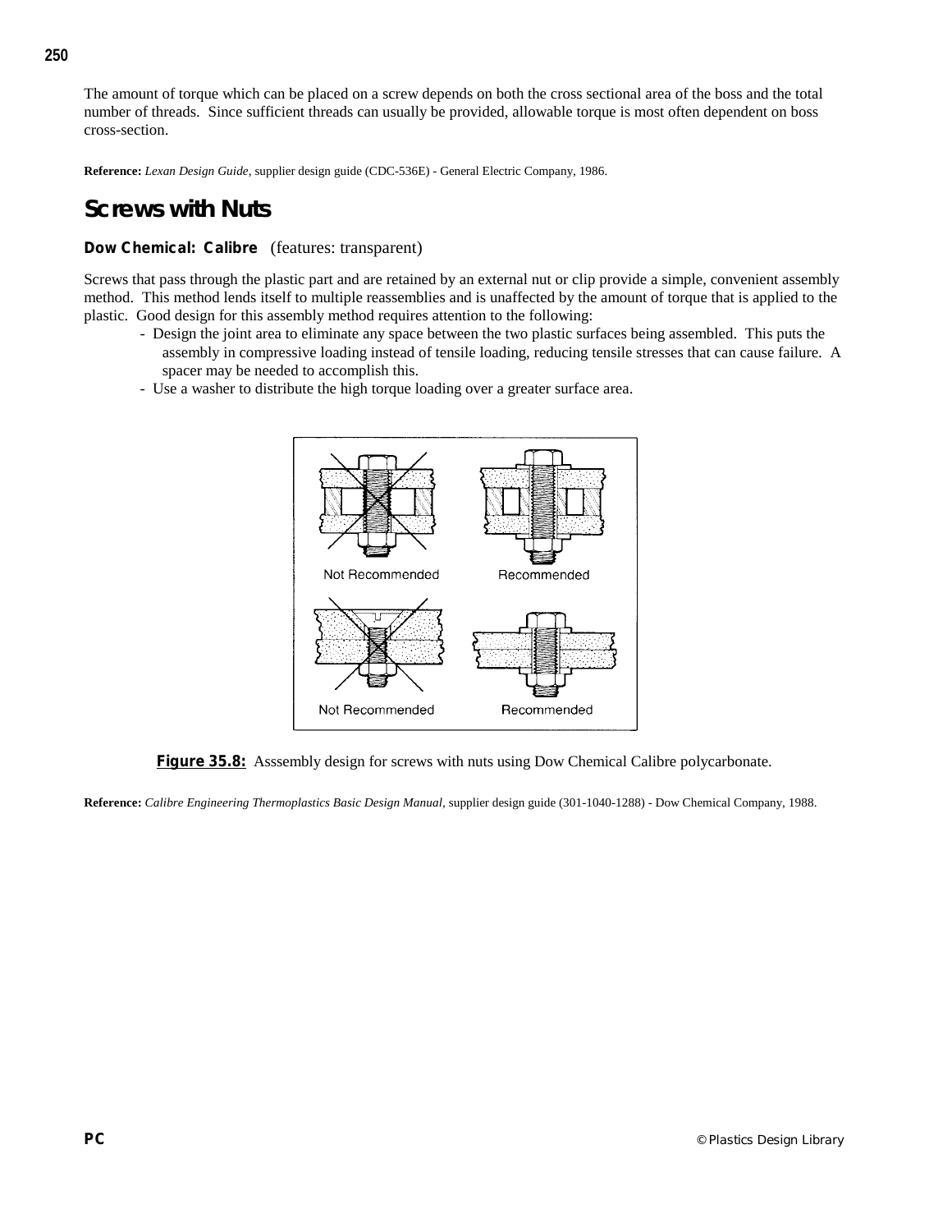The amount of torque which can be placed on a screw depends on both the cross sectional area of the boss and the total number of threads. Since sufficient threads can usually be provided, allowable torque is most often dependent on boss cross-section.

**Reference:** *Lexan Design Guide,* supplier design guide (CDC-536E) - General Electric Company, 1986.

## Screws with Nuts

**Dow Chemical: Calibre** (features: transparent)

Screws that pass through the plastic part and are retained by an external nut or clip provide a simple, convenient assembly method. This method lends itself to multiple reassemblies and is unaffected by the amount of torque that is applied to the plastic. Good design for this assembly method requires attention to the following:

- Design the joint area to eliminate any space between the two plastic surfaces being assembled. This puts the assembly in compressive loading instead of tensile loading, reducing tensile stresses that can cause failure. A spacer may be needed to accomplish this.
- Use a washer to distribute the high torque loading over a greater surface area.

**Figure 35.8:** Asssembly design for screws with nuts using Dow Chemical Calibre polycarbonate.

**Reference:** *Calibre Engineering Thermoplastics Basic Design Manual,* supplier design guide (301-1040-1288) - Dow Chemical Company, 1988.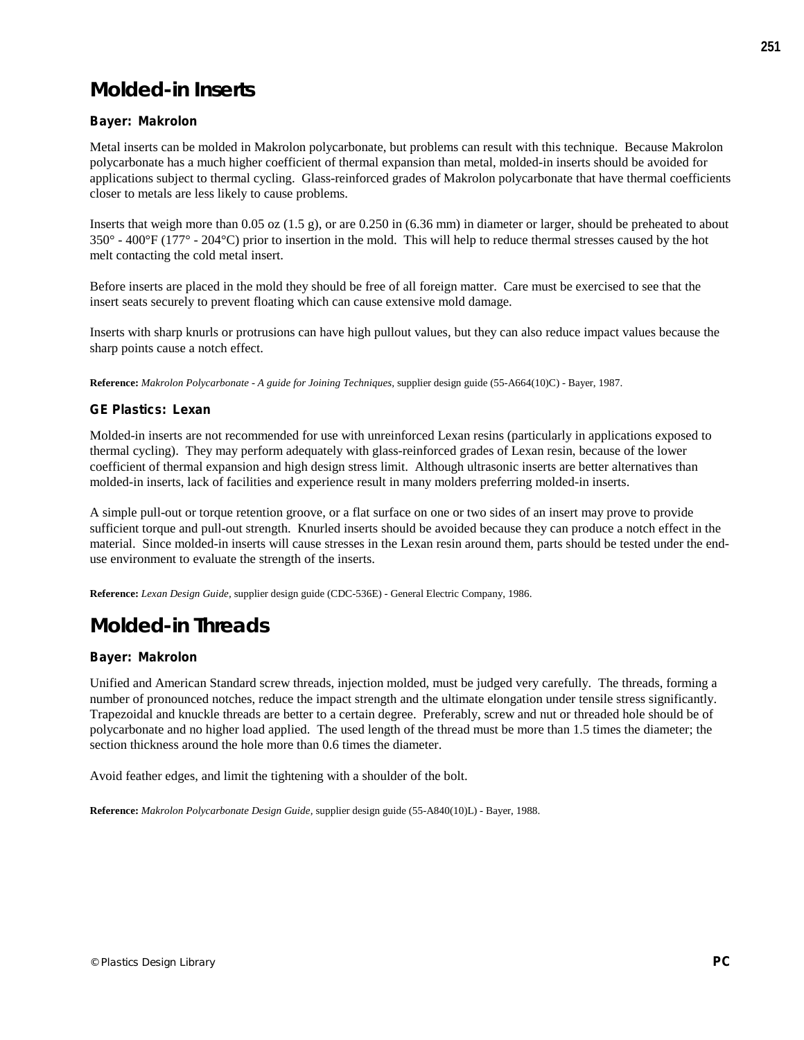# Molded-in Inserts

### Bayer: Makrolon

Metal inserts can be molded in Makrolon polycarbonate, but problems can result with this technique. Because Makrolon polycarbonate has a much higher coefficient of thermal expansion than metal, molded-in inserts should be avoided for applications subject to thermal cycling. Glass-reinforced grades of Makrolon polycarbonate that have thermal coefficients closer to metals are less likely to cause problems.

Inserts that weigh more than 0.05 oz (1.5 g), or are 0.250 in (6.36 mm) in diameter or larger, should be preheated to about 350° - 400°F (177° - 204°C) prior to insertion in the mold. This will help to reduce thermal stresses caused by the hot melt contacting the cold metal insert.

Before inserts are placed in the mold they should be free of all foreign matter. Care must be exercised to see that the insert seats securely to prevent floating which can cause extensive mold damage.

Inserts with sharp knurls or protrusions can have high pullout values, but they can also reduce impact values because the sharp points cause a notch effect.

**Reference:** *Makrolon Polycarbonate - A guide for Joining Techniques*, supplier design guide (55-A664(10)C) - Bayer, 1987.

### GE Plastics: Lexan

Molded-in inserts are not recommended for use with unreinforced Lexan resins (particularly in applications exposed to thermal cycling). They may perform adequately with glass-reinforced grades of Lexan resin, because of the lower coefficient of thermal expansion and high design stress limit. Although ultrasonic inserts are better alternatives than molded-in inserts, lack of facilities and experience result in many molders preferring molded-in inserts.

A simple pull-out or torque retention groove, or a flat surface on one or two sides of an insert may prove to provide sufficient torque and pull-out strength. Knurled inserts should be avoided because they can produce a notch effect in the material. Since molded-in inserts will cause stresses in the Lexan resin around them, parts should be tested under the end-use environment to evaluate the strength of the inserts.

**Reference:** *Lexan Design Guide*, supplier design guide (CDC-536E) - General Electric Company, 1986.

# Molded-in Threads

### Bayer: Makrolon

Unified and American Standard screw threads, injection molded, must be judged very carefully. The threads, forming a number of pronounced notches, reduce the impact strength and the ultimate elongation under tensile stress significantly. Trapezoidal and knuckle threads are better to a certain degree. Preferably, screw and nut or threaded hole should be of polycarbonate and no higher load applied. The used length of the thread must be more than 1.5 times the diameter; the section thickness around the hole more than 0.6 times the diameter.

Avoid feather edges, and limit the tightening with a shoulder of the bolt.

**Reference:** *Makrolon Polycarbonate Design Guide*, supplier design guide (55-A840(10)L) - Bayer, 1988.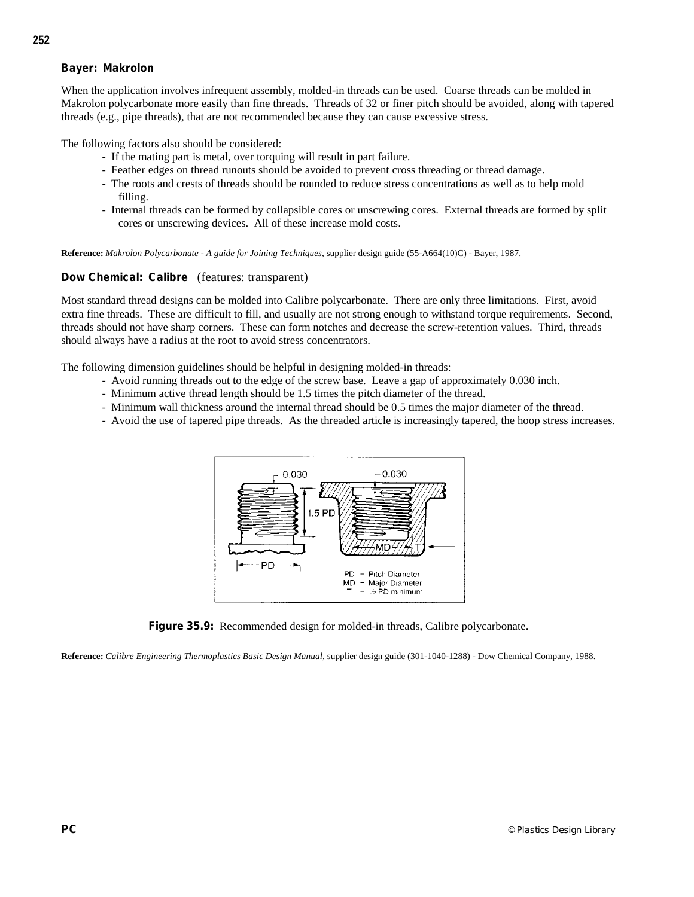### Bayer: Makrolon

When the application involves infrequent assembly, molded-in threads can be used. Coarse threads can be molded in Makrolon polycarbonate more easily than fine threads. Threads of 32 or finer pitch should be avoided, along with tapered threads (e.g., pipe threads), that are not recommended because they can cause excessive stress.

The following factors also should be considered:

- If the mating part is metal, over torquing will result in part failure.
- Feather edges on thread runouts should be avoided to prevent cross threading or thread damage.
- The roots and crests of threads should be rounded to reduce stress concentrations as well as to help mold filling.
- Internal threads can be formed by collapsible cores or unscrewing cores. External threads are formed by split cores or unscrewing devices. All of these increase mold costs.

**Reference:** *Makrolon Polycarbonate - A guide for Joining Techniques,* supplier design guide (55-A664(10)C) - Bayer, 1987.

### Dow Chemical: Calibre (features: transparent)

Most standard thread designs can be molded into Calibre polycarbonate. There are only three limitations. First, avoid extra fine threads. These are difficult to fill, and usually are not strong enough to withstand torque requirements. Second, threads should not have sharp corners. These can form notches and decrease the screw-retention values. Third, threads should always have a radius at the root to avoid stress concentrators.

The following dimension guidelines should be helpful in designing molded-in threads:

- Avoid running threads out to the edge of the screw base. Leave a gap of approximately 0.030 inch.
- Minimum active thread length should be 1.5 times the pitch diameter of the thread.
- Minimum wall thickness around the internal thread should be 0.5 times the major diameter of the thread.
- Avoid the use of tapered pipe threads. As the threaded article is increasingly tapered, the hoop stress increases.

PD = Pitch Diameter
MD = Major Diameter
T = ½ PD minimum

**Figure 35.9:** Recommended design for molded-in threads, Calibre polycarbonate.

**Reference:** *Calibre Engineering Thermoplastics Basic Design Manual,* supplier design guide (301-1040-1288) - Dow Chemical Company, 1988.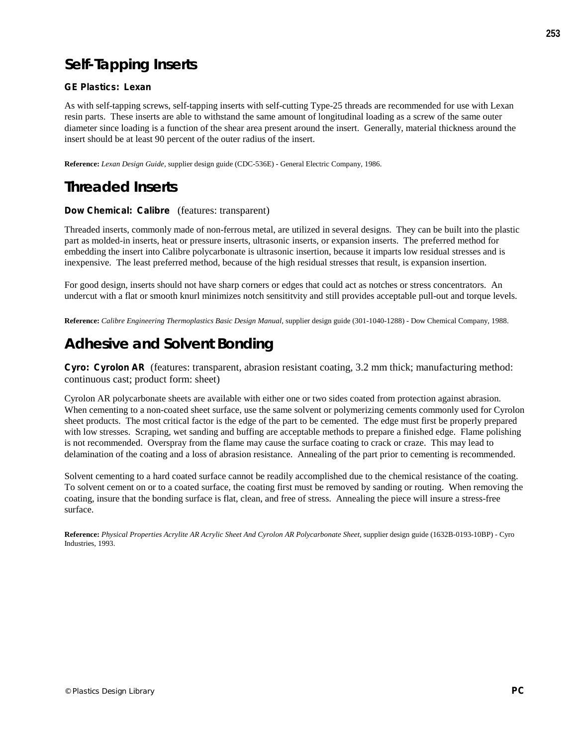## Self-Tapping Inserts

**GE Plastics: Lexan**

As with self-tapping screws, self-tapping inserts with self-cutting Type-25 threads are recommended for use with Lexan resin parts. These inserts are able to withstand the same amount of longitudinal loading as a screw of the same outer diameter since loading is a function of the shear area present around the insert. Generally, material thickness around the insert should be at least 90 percent of the outer radius of the insert.

**Reference:** *Lexan Design Guide*, supplier design guide (CDC-536E) - General Electric Company, 1986.

## Threaded Inserts

**Dow Chemical: Calibre** (features: transparent)

Threaded inserts, commonly made of non-ferrous metal, are utilized in several designs. They can be built into the plastic part as molded-in inserts, heat or pressure inserts, ultrasonic inserts, or expansion inserts. The preferred method for embedding the insert into Calibre polycarbonate is ultrasonic insertion, because it imparts low residual stresses and is inexpensive. The least preferred method, because of the high residual stresses that result, is expansion insertion.

For good design, inserts should not have sharp corners or edges that could act as notches or stress concentrators. An undercut with a flat or smooth knurl minimizes notch sensititvity and still provides acceptable pull-out and torque levels.

**Reference:** *Calibre Engineering Thermoplastics Basic Design Manual*, supplier design guide (301-1040-1288) - Dow Chemical Company, 1988.

## Adhesive and Solvent Bonding

**Cyro: Cyrolon AR** (features: transparent, abrasion resistant coating, 3.2 mm thick; manufacturing method: continuous cast; product form: sheet)

Cyrolon AR polycarbonate sheets are available with either one or two sides coated from protection against abrasion. When cementing to a non-coated sheet surface, use the same solvent or polymerizing cements commonly used for Cyrolon sheet products. The most critical factor is the edge of the part to be cemented. The edge must first be properly prepared with low stresses. Scraping, wet sanding and buffing are acceptable methods to prepare a finished edge. Flame polishing is not recommended. Overspray from the flame may cause the surface coating to crack or craze. This may lead to delamination of the coating and a loss of abrasion resistance. Annealing of the part prior to cementing is recommended.

Solvent cementing to a hard coated surface cannot be readily accomplished due to the chemical resistance of the coating. To solvent cement on or to a coated surface, the coating first must be removed by sanding or routing. When removing the coating, insure that the bonding surface is flat, clean, and free of stress. Annealing the piece will insure a stress-free surface.

**Reference:** *Physical Properties Acrylite AR Acrylic Sheet And Cyrolon AR Polycarbonate Sheet*, supplier design guide (1632B-0193-10BP) - Cyro Industries, 1993.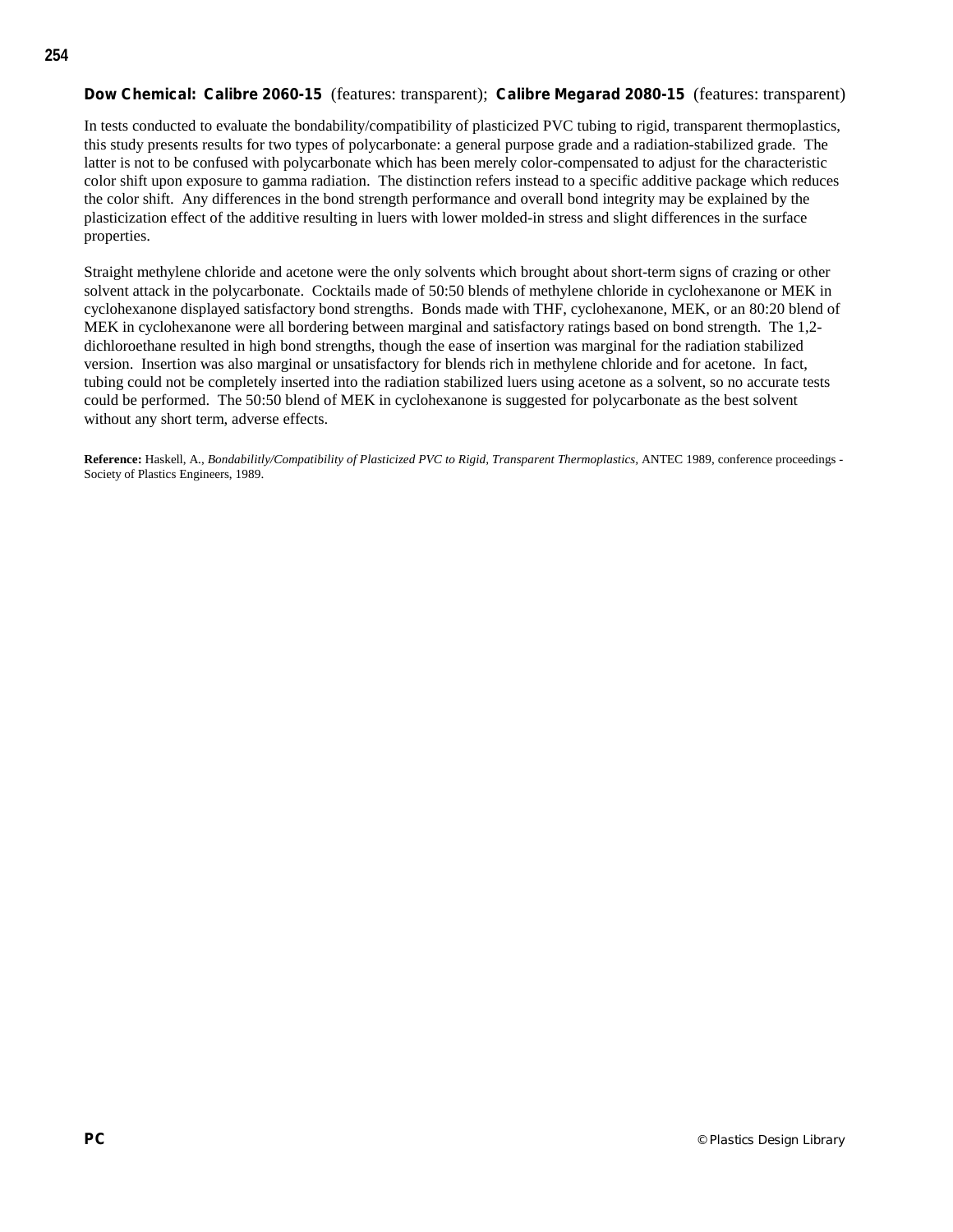**Dow Chemical: Calibre 2060-15** (features: transparent); **Calibre Megarad 2080-15** (features: transparent)

In tests conducted to evaluate the bondability/compatibility of plasticized PVC tubing to rigid, transparent thermoplastics, this study presents results for two types of polycarbonate: a general purpose grade and a radiation-stabilized grade. The latter is not to be confused with polycarbonate which has been merely color-compensated to adjust for the characteristic color shift upon exposure to gamma radiation. The distinction refers instead to a specific additive package which reduces the color shift. Any differences in the bond strength performance and overall bond integrity may be explained by the plasticization effect of the additive resulting in luers with lower molded-in stress and slight differences in the surface properties.

Straight methylene chloride and acetone were the only solvents which brought about short-term signs of crazing or other solvent attack in the polycarbonate. Cocktails made of 50:50 blends of methylene chloride in cyclohexanone or MEK in cyclohexanone displayed satisfactory bond strengths. Bonds made with THF, cyclohexanone, MEK, or an 80:20 blend of MEK in cyclohexanone were all bordering between marginal and satisfactory ratings based on bond strength. The 1,2-dichloroethane resulted in high bond strengths, though the ease of insertion was marginal for the radiation stabilized version. Insertion was also marginal or unsatisfactory for blends rich in methylene chloride and for acetone. In fact, tubing could not be completely inserted into the radiation stabilized luers using acetone as a solvent, so no accurate tests could be performed. The 50:50 blend of MEK in cyclohexanone is suggested for polycarbonate as the best solvent without any short term, adverse effects.

**Reference:** Haskell, A., *Bondabilitly/Compatibility of Plasticized PVC to Rigid, Transparent Thermoplastics,* ANTEC 1989, conference proceedings - Society of Plastics Engineers, 1989.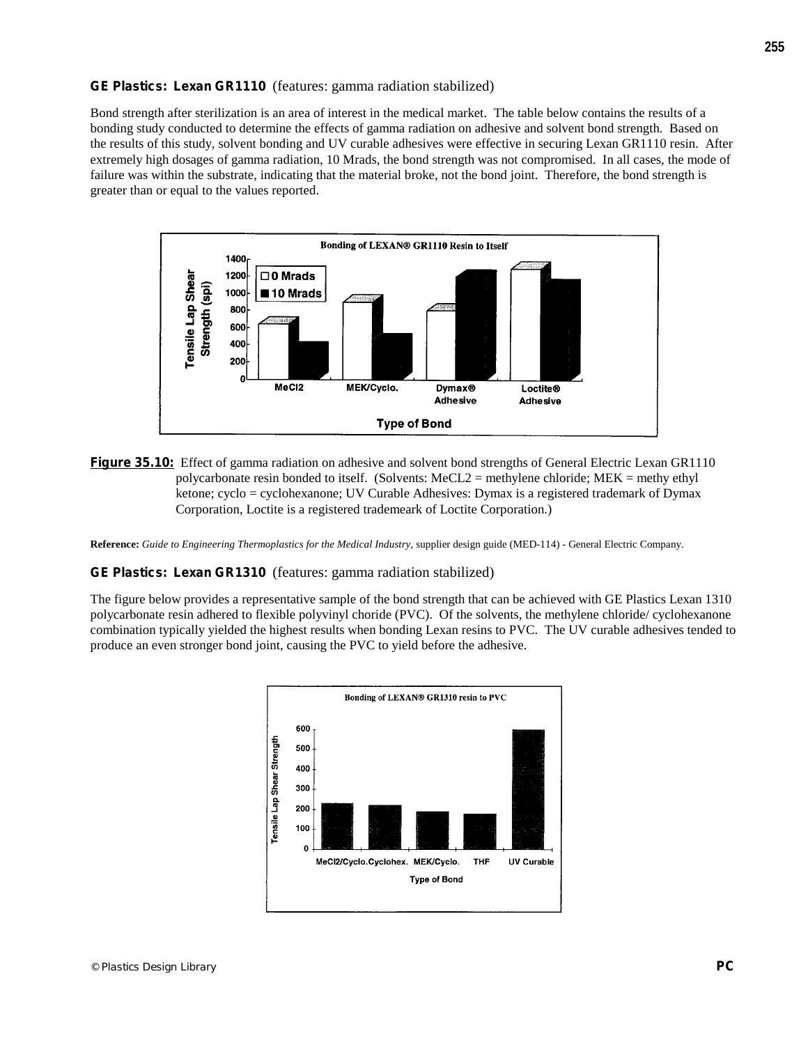**GE Plastics: Lexan GR1110** (features: gamma radiation stabilized)

Bond strength after sterilization is an area of interest in the medical market. The table below contains the results of a bonding study conducted to determine the effects of gamma radiation on adhesive and solvent bond strength. Based on the results of this study, solvent bonding and UV curable adhesives were effective in securing Lexan GR1110 resin. After extremely high dosages of gamma radiation, 10 Mrads, the bond strength was not compromised. In all cases, the mode of failure was within the substrate, indicating that the material broke, not the bond joint. Therefore, the bond strength is greater than or equal to the values reported.

**Figure 35.10:** Effect of gamma radiation on adhesive and solvent bond strengths of General Electric Lexan GR1110 polycarbonate resin bonded to itself. (Solvents: MeCL2 = methylene chloride; MEK = methy ethyl ketone; cyclo = cyclohexanone; UV Curable Adhesives: Dymax is a registered trademark of Dymax Corporation, Loctite is a registered trademeark of Loctite Corporation.)

**Reference:** *Guide to Engineering Thermoplastics for the Medical Industry*, supplier design guide (MED-114) - General Electric Company.

**GE Plastics: Lexan GR1310** (features: gamma radiation stabilized)

The figure below provides a representative sample of the bond strength that can be achieved with GE Plastics Lexan 1310 polycarbonate resin adhered to flexible polyvinyl choride (PVC). Of the solvents, the methylene chloride/ cyclohexanone combination typically yielded the highest results when bonding Lexan resins to PVC. The UV curable adhesives tended to produce an even stronger bond joint, causing the PVC to yield before the adhesive.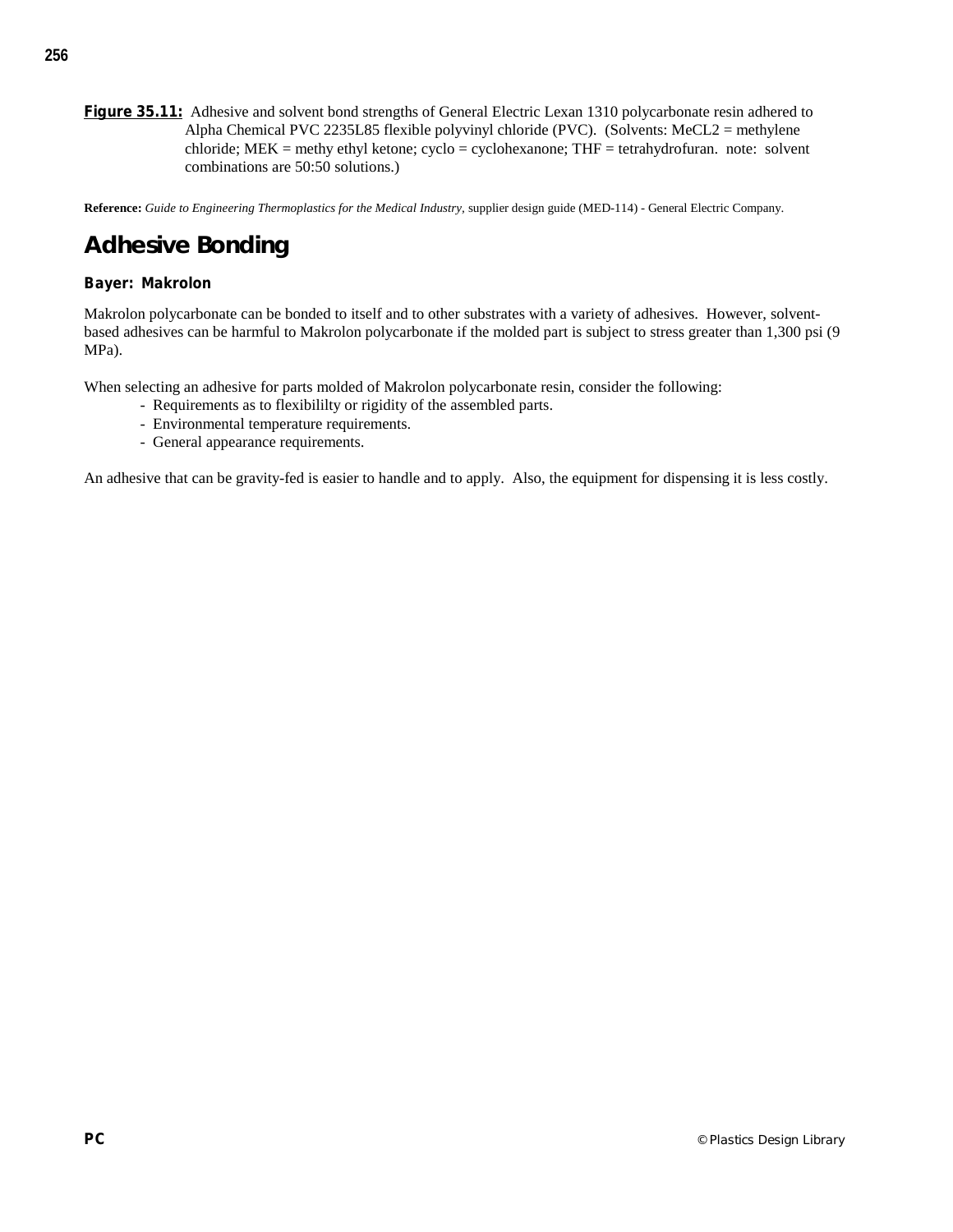**Figure 35.11:** Adhesive and solvent bond strengths of General Electric Lexan 1310 polycarbonate resin adhered to Alpha Chemical PVC 2235L85 flexible polyvinyl chloride (PVC). (Solvents: MeCL2 = methylene chloride; MEK = methy ethyl ketone; cyclo = cyclohexanone; THF = tetrahydrofuran. note: solvent combinations are 50:50 solutions.)

**Reference:** *Guide to Engineering Thermoplastics for the Medical Industry*, supplier design guide (MED-114) - General Electric Company.

## Adhesive Bonding

### Bayer: Makrolon

Makrolon polycarbonate can be bonded to itself and to other substrates with a variety of adhesives. However, solvent-based adhesives can be harmful to Makrolon polycarbonate if the molded part is subject to stress greater than 1,300 psi (9 MPa).

When selecting an adhesive for parts molded of Makrolon polycarbonate resin, consider the following:

- Requirements as to flexibililty or rigidity of the assembled parts.
- Environmental temperature requirements.
- General appearance requirements.

An adhesive that can be gravity-fed is easier to handle and to apply. Also, the equipment for dispensing it is less costly.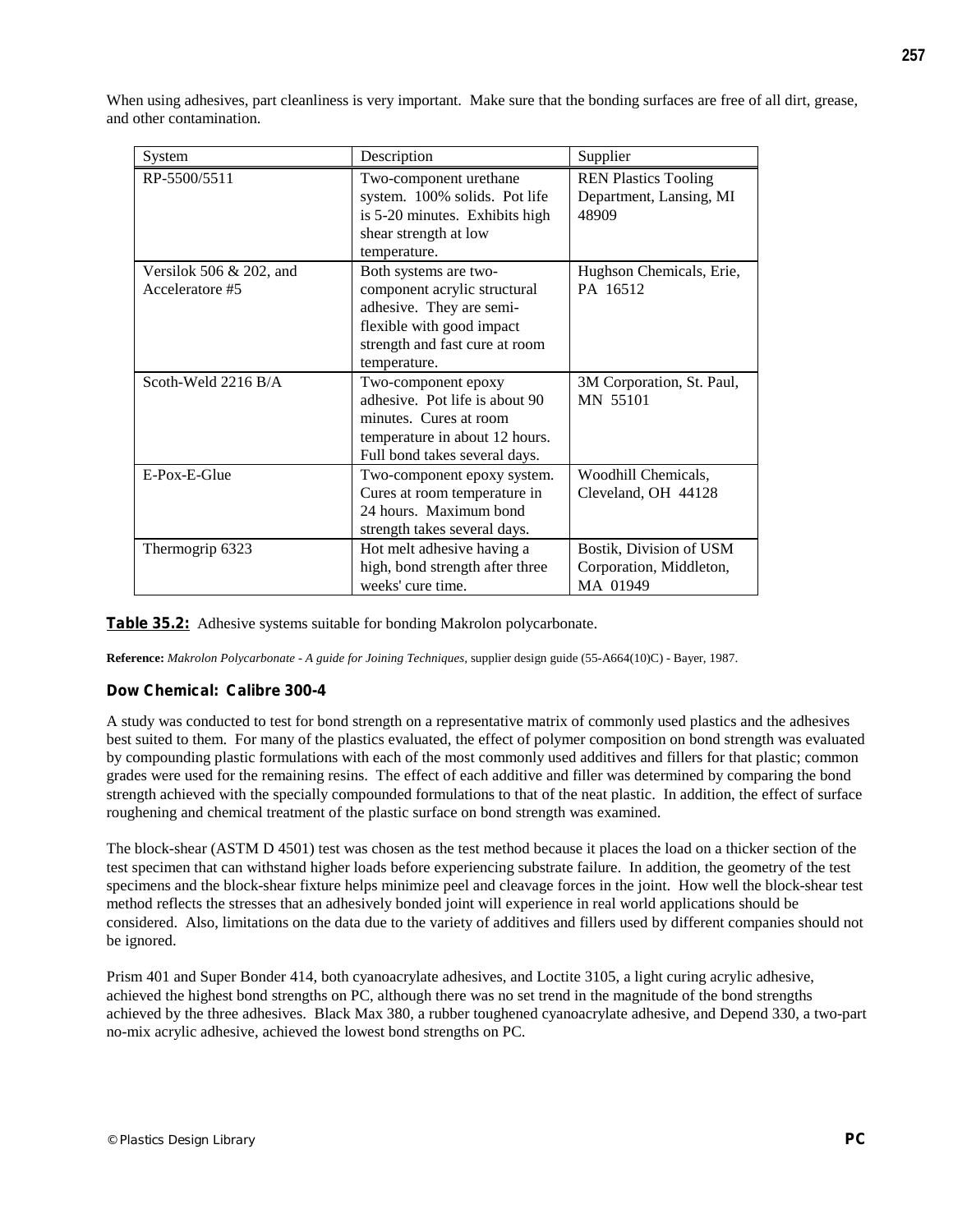When using adhesives, part cleanliness is very important. Make sure that the bonding surfaces are free of all dirt, grease, and other contamination.

| System | Description | Supplier |
|---|---|---|
| RP-5500/5511 | Two-component urethane system. 100% solids. Pot life is 5-20 minutes. Exhibits high shear strength at low temperature. | REN Plastics Tooling Department, Lansing, MI 48909 |
| Versilok 506 & 202, and Acceleratore #5 | Both systems are two-component acrylic structural adhesive. They are semi-flexible with good impact strength and fast cure at room temperature. | Hughson Chemicals, Erie, PA 16512 |
| Scoth-Weld 2216 B/A | Two-component epoxy adhesive. Pot life is about 90 minutes. Cures at room temperature in about 12 hours. Full bond takes several days. | 3M Corporation, St. Paul, MN 55101 |
| E-Pox-E-Glue | Two-component epoxy system. Cures at room temperature in 24 hours. Maximum bond strength takes several days. | Woodhill Chemicals, Cleveland, OH 44128 |
| Thermogrip 6323 | Hot melt adhesive having a high, bond strength after three weeks' cure time. | Bostik, Division of USM Corporation, Middleton, MA 01949 |

**Table 35.2:** Adhesive systems suitable for bonding Makrolon polycarbonate.

**Reference:** *Makrolon Polycarbonate - A guide for Joining Techniques*, supplier design guide (55-A664(10)C) - Bayer, 1987.

### Dow Chemical: Calibre 300-4

A study was conducted to test for bond strength on a representative matrix of commonly used plastics and the adhesives best suited to them. For many of the plastics evaluated, the effect of polymer composition on bond strength was evaluated by compounding plastic formulations with each of the most commonly used additives and fillers for that plastic; common grades were used for the remaining resins. The effect of each additive and filler was determined by comparing the bond strength achieved with the specially compounded formulations to that of the neat plastic. In addition, the effect of surface roughening and chemical treatment of the plastic surface on bond strength was examined.

The block-shear (ASTM D 4501) test was chosen as the test method because it places the load on a thicker section of the test specimen that can withstand higher loads before experiencing substrate failure. In addition, the geometry of the test specimens and the block-shear fixture helps minimize peel and cleavage forces in the joint. How well the block-shear test method reflects the stresses that an adhesively bonded joint will experience in real world applications should be considered. Also, limitations on the data due to the variety of additives and fillers used by different companies should not be ignored.

Prism 401 and Super Bonder 414, both cyanoacrylate adhesives, and Loctite 3105, a light curing acrylic adhesive, achieved the highest bond strengths on PC, although there was no set trend in the magnitude of the bond strengths achieved by the three adhesives. Black Max 380, a rubber toughened cyanoacrylate adhesive, and Depend 330, a two-part no-mix acrylic adhesive, achieved the lowest bond strengths on PC.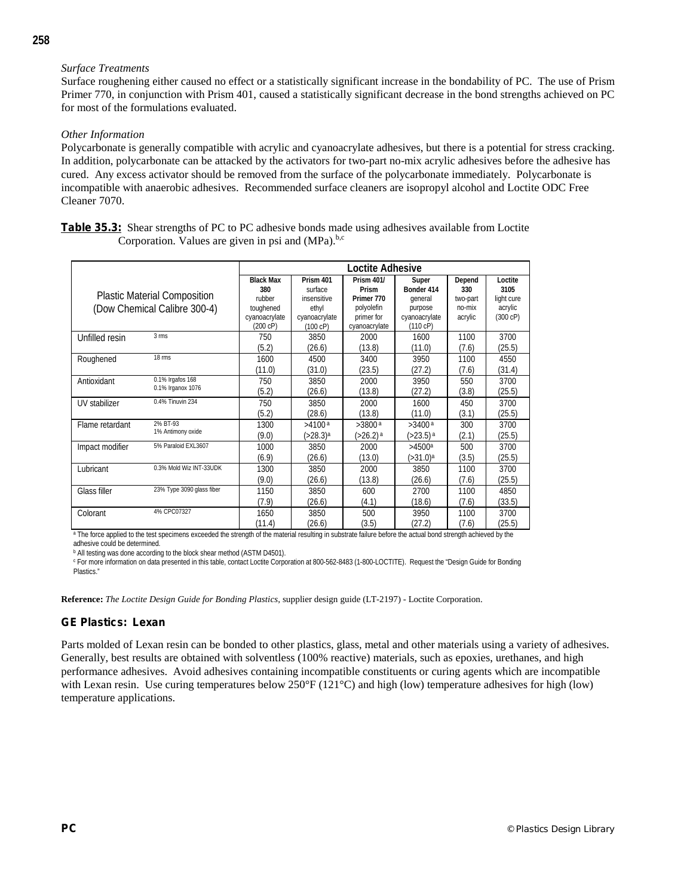*Surface Treatments*

Surface roughening either caused no effect or a statistically significant increase in the bondability of PC. The use of Prism Primer 770, in conjunction with Prism 401, caused a statistically significant decrease in the bond strengths achieved on PC for most of the formulations evaluated.

*Other Information*

Polycarbonate is generally compatible with acrylic and cyanoacrylate adhesives, but there is a potential for stress cracking. In addition, polycarbonate can be attacked by the activators for two-part no-mix acrylic adhesives before the adhesive has cured. Any excess activator should be removed from the surface of the polycarbonate immediately. Polycarbonate is incompatible with anaerobic adhesives. Recommended surface cleaners are isopropyl alcohol and Loctite ODC Free Cleaner 7070.

**Table 35.3:** Shear strengths of PC to PC adhesive bonds made using adhesives available from Loctite Corporation. Values are given in psi and (MPa).[b,c]

| Plastic Material Composition (Dow Chemical Calibre 300-4) | | Loctite Adhesive | | | | | |
|---|---|---|---|---|---|---|---|
| | | **Black Max 380** rubber toughened cyanoacrylate (200 cP) | **Prism 401** surface insensitive ethyl cyanoacrylate (100 cP) | **Prism 401/ Prism Primer 770** polyolefin primer for cyanoacrylate | **Super Bonder 414** general purpose cyanoacrylate (110 cP) | **Depend 330** two-part no-mix acrylic | **Loctite 3105** light cure acrylic (300 cP) |
| Unfilled resin | 3 rms | 750 (5.2) | 3850 (26.6) | 2000 (13.8) | 1600 (11.0) | 1100 (7.6) | 3700 (25.5) |
| Roughened | 18 rms | 1600 (11.0) | 4500 (31.0) | 3400 (23.5) | 3950 (27.2) | 1100 (7.6) | 4550 (31.4) |
| Antioxidant | 0.1% Irgafos 168, 0.1% Irganox 1076 | 750 (5.2) | 3850 (26.6) | 2000 (13.8) | 3950 (27.2) | 550 (3.8) | 3700 (25.5) |
| UV stabilizer | 0.4% Tinuvin 234 | 750 (5.2) | 3850 (28.6) | 2000 (13.8) | 1600 (11.0) | 450 (3.1) | 3700 (25.5) |
| Flame retardant | 2% BT-93, 1% Antimony oxide | 1300 (9.0) | >4100[a] (>28.3)[a] | >3800[a] (>26.2)[a] | >3400[a] (>23.5)[a] | 300 (2.1) | 3700 (25.5) |
| Impact modifier | 5% Paraloid EXL3607 | 1000 (6.9) | 3850 (26.6) | 2000 (13.0) | >4500[a] (>31.0)[a] | 500 (3.5) | 3700 (25.5) |
| Lubricant | 0.3% Mold Wiz INT-33UDK | 1300 (9.0) | 3850 (26.6) | 2000 (13.8) | 3850 (26.6) | 1100 (7.6) | 3700 (25.5) |
| Glass filler | 23% Type 3090 glass fiber | 1150 (7.9) | 3850 (26.6) | 600 (4.1) | 2700 (18.6) | 1100 (7.6) | 4850 (33.5) |
| Colorant | 4% CPC07327 | 1650 (11.4) | 3850 (26.6) | 500 (3.5) | 3950 (27.2) | 1100 (7.6) | 3700 (25.5) |

[a] The force applied to the test specimens exceeded the strength of the material resulting in substrate failure before the actual bond strength achieved by the adhesive could be determined.

[b] All testing was done according to the block shear method (ASTM D4501).

[c] For more information on data presented in this table, contact Loctite Corporation at 800-562-8483 (1-800-LOCTITE). Request the "Design Guide for Bonding Plastics."

**Reference:** *The Loctite Design Guide for Bonding Plastics*, supplier design guide (LT-2197) - Loctite Corporation.

## GE Plastics: Lexan

Parts molded of Lexan resin can be bonded to other plastics, glass, metal and other materials using a variety of adhesives. Generally, best results are obtained with solventless (100% reactive) materials, such as epoxies, urethanes, and high performance adhesives. Avoid adhesives containing incompatible constituents or curing agents which are incompatible with Lexan resin. Use curing temperatures below 250°F (121°C) and high (low) temperature adhesives for high (low) temperature applications.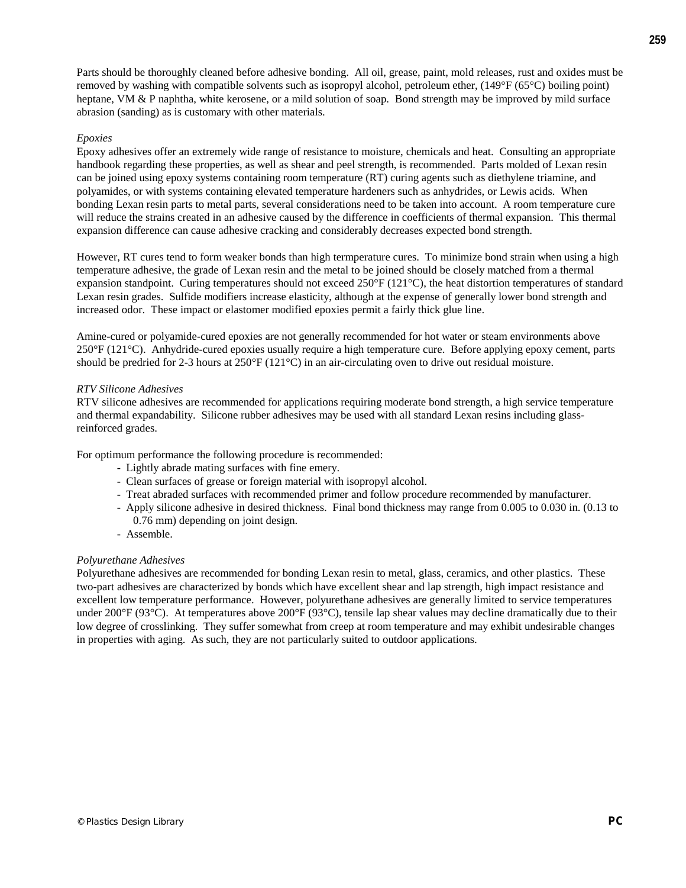Parts should be thoroughly cleaned before adhesive bonding. All oil, grease, paint, mold releases, rust and oxides must be removed by washing with compatible solvents such as isopropyl alcohol, petroleum ether, (149°F (65°C) boiling point) heptane, VM & P naphtha, white kerosene, or a mild solution of soap. Bond strength may be improved by mild surface abrasion (sanding) as is customary with other materials.

*Epoxies*

Epoxy adhesives offer an extremely wide range of resistance to moisture, chemicals and heat. Consulting an appropriate handbook regarding these properties, as well as shear and peel strength, is recommended. Parts molded of Lexan resin can be joined using epoxy systems containing room temperature (RT) curing agents such as diethylene triamine, and polyamides, or with systems containing elevated temperature hardeners such as anhydrides, or Lewis acids. When bonding Lexan resin parts to metal parts, several considerations need to be taken into account. A room temperature cure will reduce the strains created in an adhesive caused by the difference in coefficients of thermal expansion. This thermal expansion difference can cause adhesive cracking and considerably decreases expected bond strength.

However, RT cures tend to form weaker bonds than high termperature cures. To minimize bond strain when using a high temperature adhesive, the grade of Lexan resin and the metal to be joined should be closely matched from a thermal expansion standpoint. Curing temperatures should not exceed 250°F (121°C), the heat distortion temperatures of standard Lexan resin grades. Sulfide modifiers increase elasticity, although at the expense of generally lower bond strength and increased odor. These impact or elastomer modified epoxies permit a fairly thick glue line.

Amine-cured or polyamide-cured epoxies are not generally recommended for hot water or steam environments above 250°F (121°C). Anhydride-cured epoxies usually require a high temperature cure. Before applying epoxy cement, parts should be predried for 2-3 hours at 250°F (121°C) in an air-circulating oven to drive out residual moisture.

*RTV Silicone Adhesives*

RTV silicone adhesives are recommended for applications requiring moderate bond strength, a high service temperature and thermal expandability. Silicone rubber adhesives may be used with all standard Lexan resins including glass-reinforced grades.

For optimum performance the following procedure is recommended:

- Lightly abrade mating surfaces with fine emery.
- Clean surfaces of grease or foreign material with isopropyl alcohol.
- Treat abraded surfaces with recommended primer and follow procedure recommended by manufacturer.
- Apply silicone adhesive in desired thickness. Final bond thickness may range from 0.005 to 0.030 in. (0.13 to 0.76 mm) depending on joint design.
- Assemble.

*Polyurethane Adhesives*

Polyurethane adhesives are recommended for bonding Lexan resin to metal, glass, ceramics, and other plastics. These two-part adhesives are characterized by bonds which have excellent shear and lap strength, high impact resistance and excellent low temperature performance. However, polyurethane adhesives are generally limited to service temperatures under 200°F (93°C). At temperatures above 200°F (93°C), tensile lap shear values may decline dramatically due to their low degree of crosslinking. They suffer somewhat from creep at room temperature and may exhibit undesirable changes in properties with aging. As such, they are not particularly suited to outdoor applications.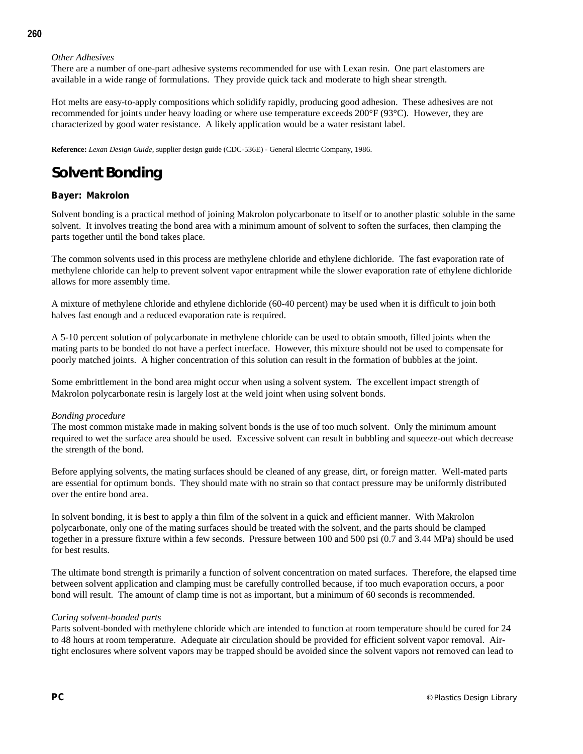*Other Adhesives*
There are a number of one-part adhesive systems recommended for use with Lexan resin. One part elastomers are available in a wide range of formulations. They provide quick tack and moderate to high shear strength.

Hot melts are easy-to-apply compositions which solidify rapidly, producing good adhesion. These adhesives are not recommended for joints under heavy loading or where use temperature exceeds 200°F (93°C). However, they are characterized by good water resistance. A likely application would be a water resistant label.

**Reference:** *Lexan Design Guide*, supplier design guide (CDC-536E) - General Electric Company, 1986.

# Solvent Bonding

### Bayer: Makrolon

Solvent bonding is a practical method of joining Makrolon polycarbonate to itself or to another plastic soluble in the same solvent. It involves treating the bond area with a minimum amount of solvent to soften the surfaces, then clamping the parts together until the bond takes place.

The common solvents used in this process are methylene chloride and ethylene dichloride. The fast evaporation rate of methylene chloride can help to prevent solvent vapor entrapment while the slower evaporation rate of ethylene dichloride allows for more assembly time.

A mixture of methylene chloride and ethylene dichloride (60-40 percent) may be used when it is difficult to join both halves fast enough and a reduced evaporation rate is required.

A 5-10 percent solution of polycarbonate in methylene chloride can be used to obtain smooth, filled joints when the mating parts to be bonded do not have a perfect interface. However, this mixture should not be used to compensate for poorly matched joints. A higher concentration of this solution can result in the formation of bubbles at the joint.

Some embrittlement in the bond area might occur when using a solvent system. The excellent impact strength of Makrolon polycarbonate resin is largely lost at the weld joint when using solvent bonds.

*Bonding procedure*
The most common mistake made in making solvent bonds is the use of too much solvent. Only the minimum amount required to wet the surface area should be used. Excessive solvent can result in bubbling and squeeze-out which decrease the strength of the bond.

Before applying solvents, the mating surfaces should be cleaned of any grease, dirt, or foreign matter. Well-mated parts are essential for optimum bonds. They should mate with no strain so that contact pressure may be uniformly distributed over the entire bond area.

In solvent bonding, it is best to apply a thin film of the solvent in a quick and efficient manner. With Makrolon polycarbonate, only one of the mating surfaces should be treated with the solvent, and the parts should be clamped together in a pressure fixture within a few seconds. Pressure between 100 and 500 psi (0.7 and 3.44 MPa) should be used for best results.

The ultimate bond strength is primarily a function of solvent concentration on mated surfaces. Therefore, the elapsed time between solvent application and clamping must be carefully controlled because, if too much evaporation occurs, a poor bond will result. The amount of clamp time is not as important, but a minimum of 60 seconds is recommended.

*Curing solvent-bonded parts*
Parts solvent-bonded with methylene chloride which are intended to function at room temperature should be cured for 24 to 48 hours at room temperature. Adequate air circulation should be provided for efficient solvent vapor removal. Air-tight enclosures where solvent vapors may be trapped should be avoided since the solvent vapors not removed can lead to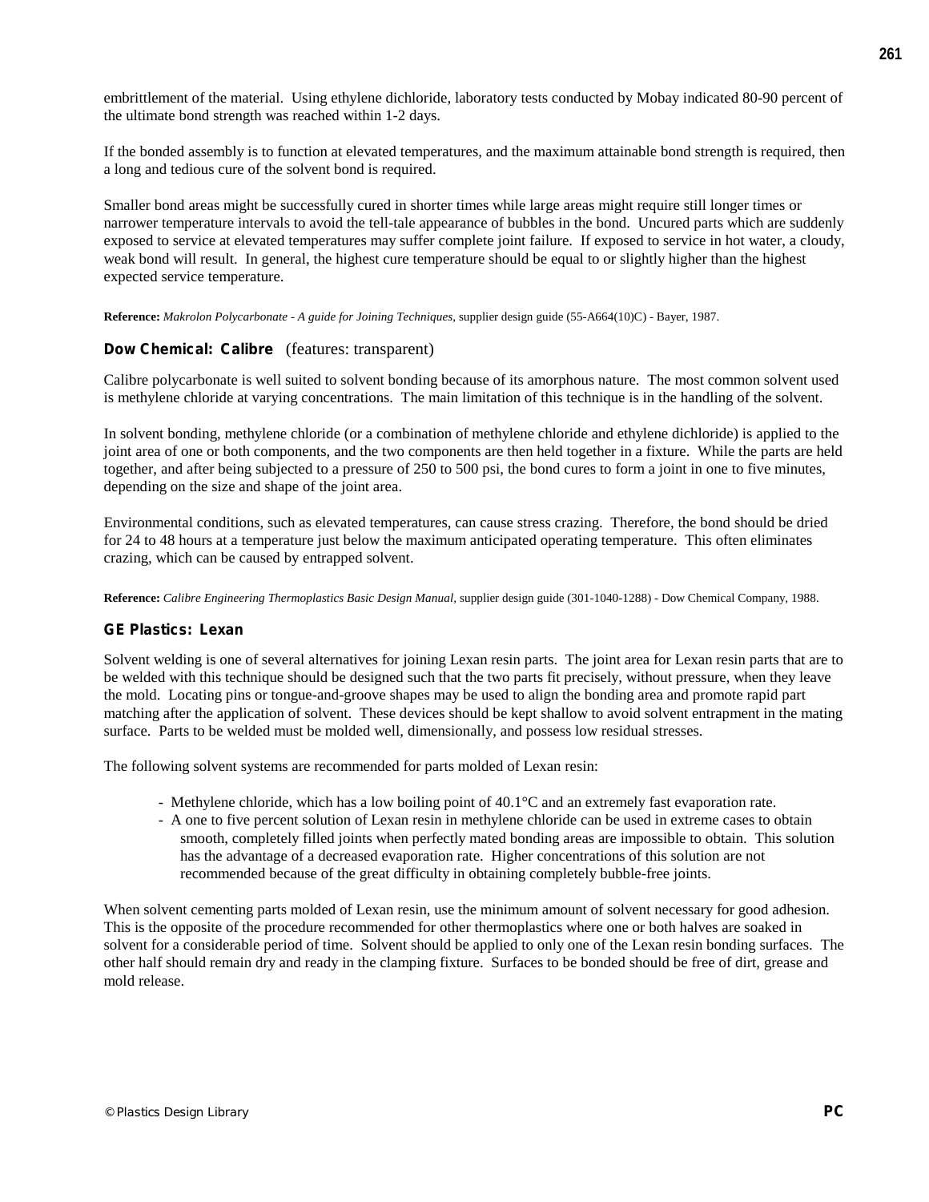embrittlement of the material. Using ethylene dichloride, laboratory tests conducted by Mobay indicated 80-90 percent of the ultimate bond strength was reached within 1-2 days.

If the bonded assembly is to function at elevated temperatures, and the maximum attainable bond strength is required, then a long and tedious cure of the solvent bond is required.

Smaller bond areas might be successfully cured in shorter times while large areas might require still longer times or narrower temperature intervals to avoid the tell-tale appearance of bubbles in the bond. Uncured parts which are suddenly exposed to service at elevated temperatures may suffer complete joint failure. If exposed to service in hot water, a cloudy, weak bond will result. In general, the highest cure temperature should be equal to or slightly higher than the highest expected service temperature.

**Reference:** *Makrolon Polycarbonate - A guide for Joining Techniques,* supplier design guide (55-A664(10)C) - Bayer, 1987.

### Dow Chemical: Calibre (features: transparent)

Calibre polycarbonate is well suited to solvent bonding because of its amorphous nature. The most common solvent used is methylene chloride at varying concentrations. The main limitation of this technique is in the handling of the solvent.

In solvent bonding, methylene chloride (or a combination of methylene chloride and ethylene dichloride) is applied to the joint area of one or both components, and the two components are then held together in a fixture. While the parts are held together, and after being subjected to a pressure of 250 to 500 psi, the bond cures to form a joint in one to five minutes, depending on the size and shape of the joint area.

Environmental conditions, such as elevated temperatures, can cause stress crazing. Therefore, the bond should be dried for 24 to 48 hours at a temperature just below the maximum anticipated operating temperature. This often eliminates crazing, which can be caused by entrapped solvent.

**Reference:** *Calibre Engineering Thermoplastics Basic Design Manual,* supplier design guide (301-1040-1288) - Dow Chemical Company, 1988.

### GE Plastics: Lexan

Solvent welding is one of several alternatives for joining Lexan resin parts. The joint area for Lexan resin parts that are to be welded with this technique should be designed such that the two parts fit precisely, without pressure, when they leave the mold. Locating pins or tongue-and-groove shapes may be used to align the bonding area and promote rapid part matching after the application of solvent. These devices should be kept shallow to avoid solvent entrapment in the mating surface. Parts to be welded must be molded well, dimensionally, and possess low residual stresses.

The following solvent systems are recommended for parts molded of Lexan resin:

- Methylene chloride, which has a low boiling point of 40.1°C and an extremely fast evaporation rate.
- A one to five percent solution of Lexan resin in methylene chloride can be used in extreme cases to obtain smooth, completely filled joints when perfectly mated bonding areas are impossible to obtain. This solution has the advantage of a decreased evaporation rate. Higher concentrations of this solution are not recommended because of the great difficulty in obtaining completely bubble-free joints.

When solvent cementing parts molded of Lexan resin, use the minimum amount of solvent necessary for good adhesion. This is the opposite of the procedure recommended for other thermoplastics where one or both halves are soaked in solvent for a considerable period of time. Solvent should be applied to only one of the Lexan resin bonding surfaces. The other half should remain dry and ready in the clamping fixture. Surfaces to be bonded should be free of dirt, grease and mold release.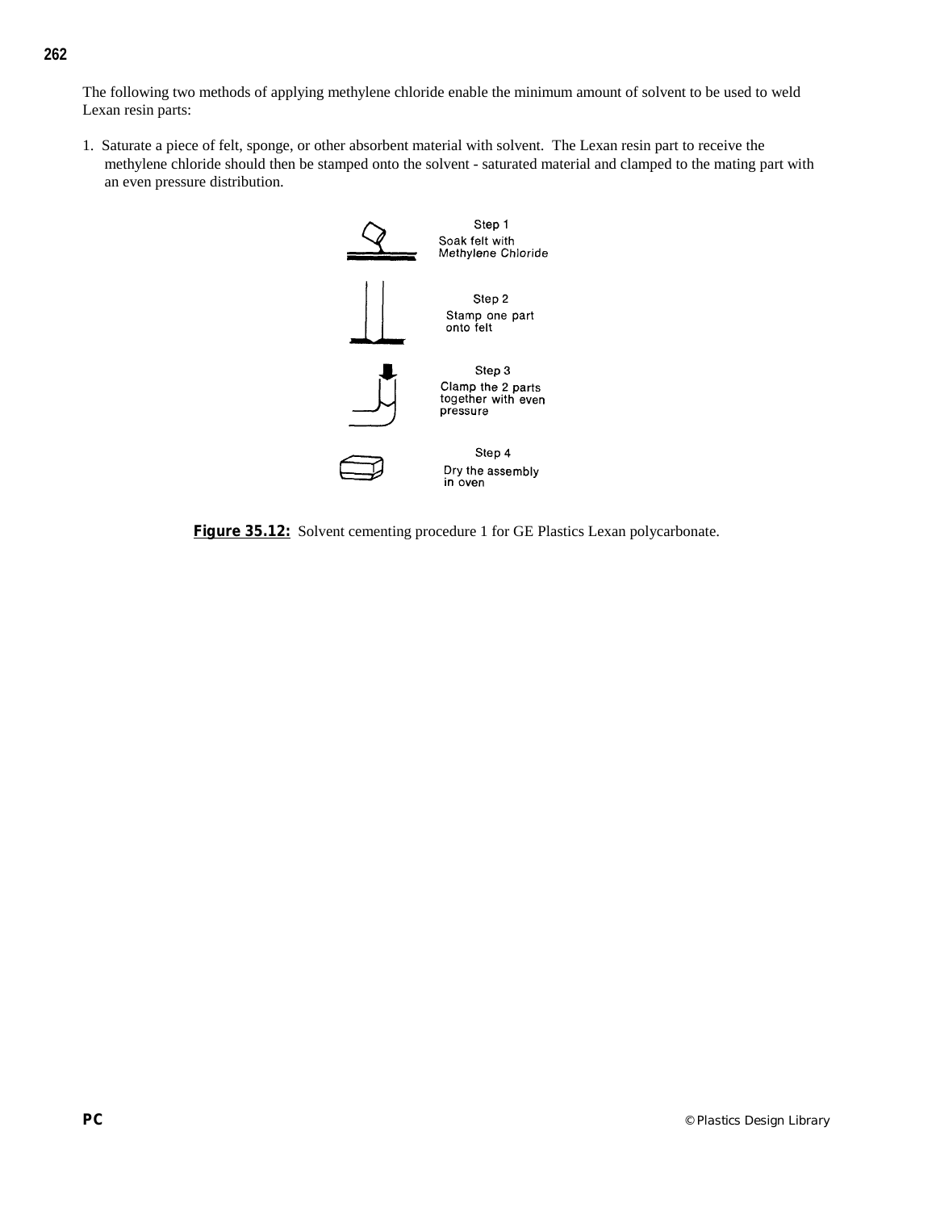The following two methods of applying methylene chloride enable the minimum amount of solvent to be used to weld Lexan resin parts:

1. Saturate a piece of felt, sponge, or other absorbent material with solvent. The Lexan resin part to receive the methylene chloride should then be stamped onto the solvent - saturated material and clamped to the mating part with an even pressure distribution.

Step 1
Soak felt with Methylene Chloride

Step 2
Stamp one part onto felt

Step 3
Clamp the 2 parts together with even pressure

Step 4
Dry the assembly in oven

**Figure 35.12:** Solvent cementing procedure 1 for GE Plastics Lexan polycarbonate.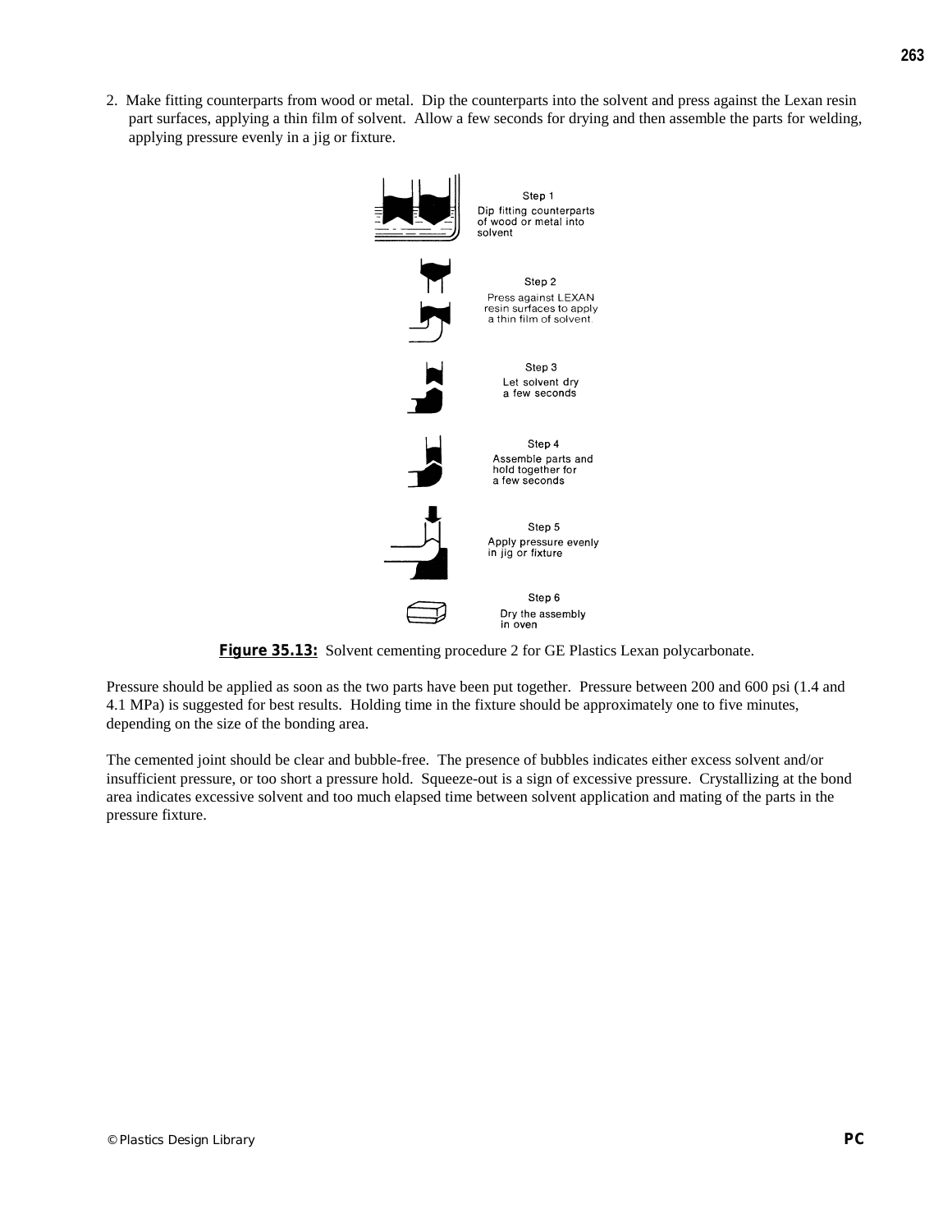2. Make fitting counterparts from wood or metal. Dip the counterparts into the solvent and press against the Lexan resin part surfaces, applying a thin film of solvent. Allow a few seconds for drying and then assemble the parts for welding, applying pressure evenly in a jig or fixture.

Step 1
Dip fitting counterparts of wood or metal into solvent

Step 2
Press against LEXAN resin surfaces to apply a thin film of solvent.

Step 3
Let solvent dry a few seconds

Step 4
Assemble parts and hold together for a few seconds

Step 5
Apply pressure evenly in jig or fixture

Step 6
Dry the assembly in oven

**Figure 35.13:** Solvent cementing procedure 2 for GE Plastics Lexan polycarbonate.

Pressure should be applied as soon as the two parts have been put together. Pressure between 200 and 600 psi (1.4 and 4.1 MPa) is suggested for best results. Holding time in the fixture should be approximately one to five minutes, depending on the size of the bonding area.

The cemented joint should be clear and bubble-free. The presence of bubbles indicates either excess solvent and/or insufficient pressure, or too short a pressure hold. Squeeze-out is a sign of excessive pressure. Crystallizing at the bond area indicates excessive solvent and too much elapsed time between solvent application and mating of the parts in the pressure fixture.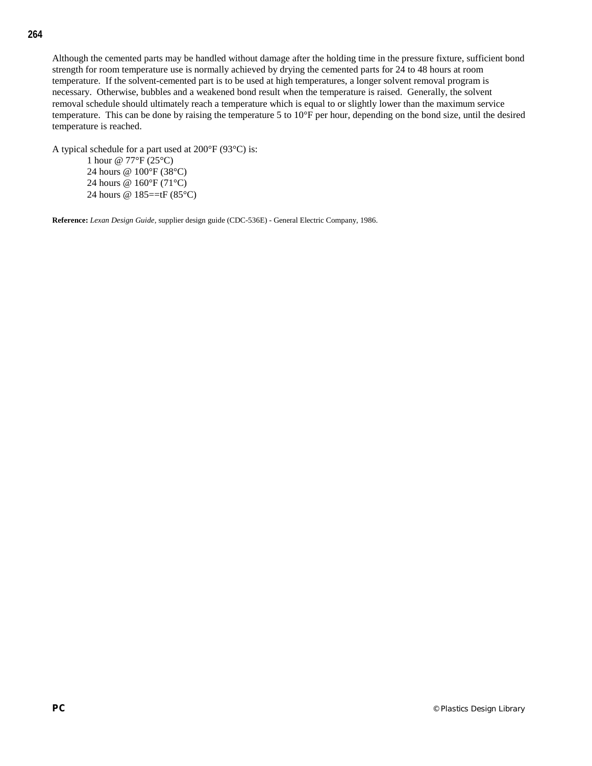Although the cemented parts may be handled without damage after the holding time in the pressure fixture, sufficient bond strength for room temperature use is normally achieved by drying the cemented parts for 24 to 48 hours at room temperature. If the solvent-cemented part is to be used at high temperatures, a longer solvent removal program is necessary. Otherwise, bubbles and a weakened bond result when the temperature is raised. Generally, the solvent removal schedule should ultimately reach a temperature which is equal to or slightly lower than the maximum service temperature. This can be done by raising the temperature 5 to 10°F per hour, depending on the bond size, until the desired temperature is reached.

A typical schedule for a part used at 200°F (93°C) is:

1 hour @ 77°F (25°C)
24 hours @ 100°F (38°C)
24 hours @ 160°F (71°C)
24 hours @ 185==tF (85°C)

**Reference:** *Lexan Design Guide,* supplier design guide (CDC-536E) - General Electric Company, 1986.